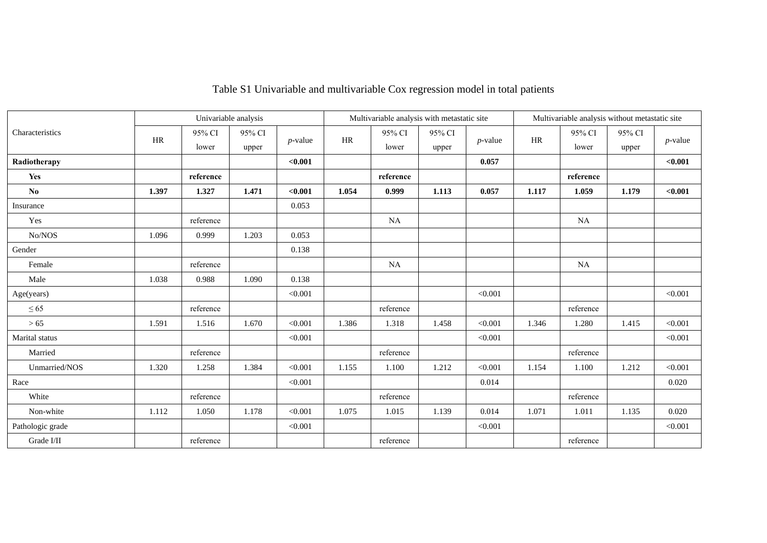Table S1 Univariable and multivariable Cox regression model in total patients

| Characteristics | Univariable analysis | | | | Multivariable analysis with metastatic site | | | | Multivariable analysis without metastatic site | | | |
|---|---|---|---|---|---|---|---|---|---|---|---|---|
| | HR | 95% CI lower | 95% CI upper | *p*-value | HR | 95% CI lower | 95% CI upper | *p*-value | HR | 95% CI lower | 95% CI upper | *p*-value |
| **Radiotherapy** | | | | **<0.001** | | | | **0.057** | | | | **<0.001** |
| **Yes** | | **reference** | | | | **reference** | | | | **reference** | | |
| **No** | **1.397** | **1.327** | **1.471** | **<0.001** | **1.054** | **0.999** | **1.113** | **0.057** | **1.117** | **1.059** | **1.179** | **<0.001** |
| Insurance | | | | 0.053 | | | | | | | | |
| Yes | | reference | | | | NA | | | | NA | | |
| No/NOS | 1.096 | 0.999 | 1.203 | 0.053 | | | | | | | | |
| Gender | | | | 0.138 | | | | | | | | |
| Female | | reference | | | | NA | | | | NA | | |
| Male | 1.038 | 0.988 | 1.090 | 0.138 | | | | | | | | |
| Age(years) | | | | <0.001 | | | | <0.001 | | | | <0.001 |
| ≤ 65 | | reference | | | | reference | | | | reference | | |
| > 65 | 1.591 | 1.516 | 1.670 | <0.001 | 1.386 | 1.318 | 1.458 | <0.001 | 1.346 | 1.280 | 1.415 | <0.001 |
| Marital status | | | | <0.001 | | | | <0.001 | | | | <0.001 |
| Married | | reference | | | | reference | | | | reference | | |
| Unmarried/NOS | 1.320 | 1.258 | 1.384 | <0.001 | 1.155 | 1.100 | 1.212 | <0.001 | 1.154 | 1.100 | 1.212 | <0.001 |
| Race | | | | <0.001 | | | | 0.014 | | | | 0.020 |
| White | | reference | | | | reference | | | | reference | | |
| Non-white | 1.112 | 1.050 | 1.178 | <0.001 | 1.075 | 1.015 | 1.139 | 0.014 | 1.071 | 1.011 | 1.135 | 0.020 |
| Pathologic grade | | | | <0.001 | | | | <0.001 | | | | <0.001 |
| Grade I/II | | reference | | | | reference | | | | reference | | |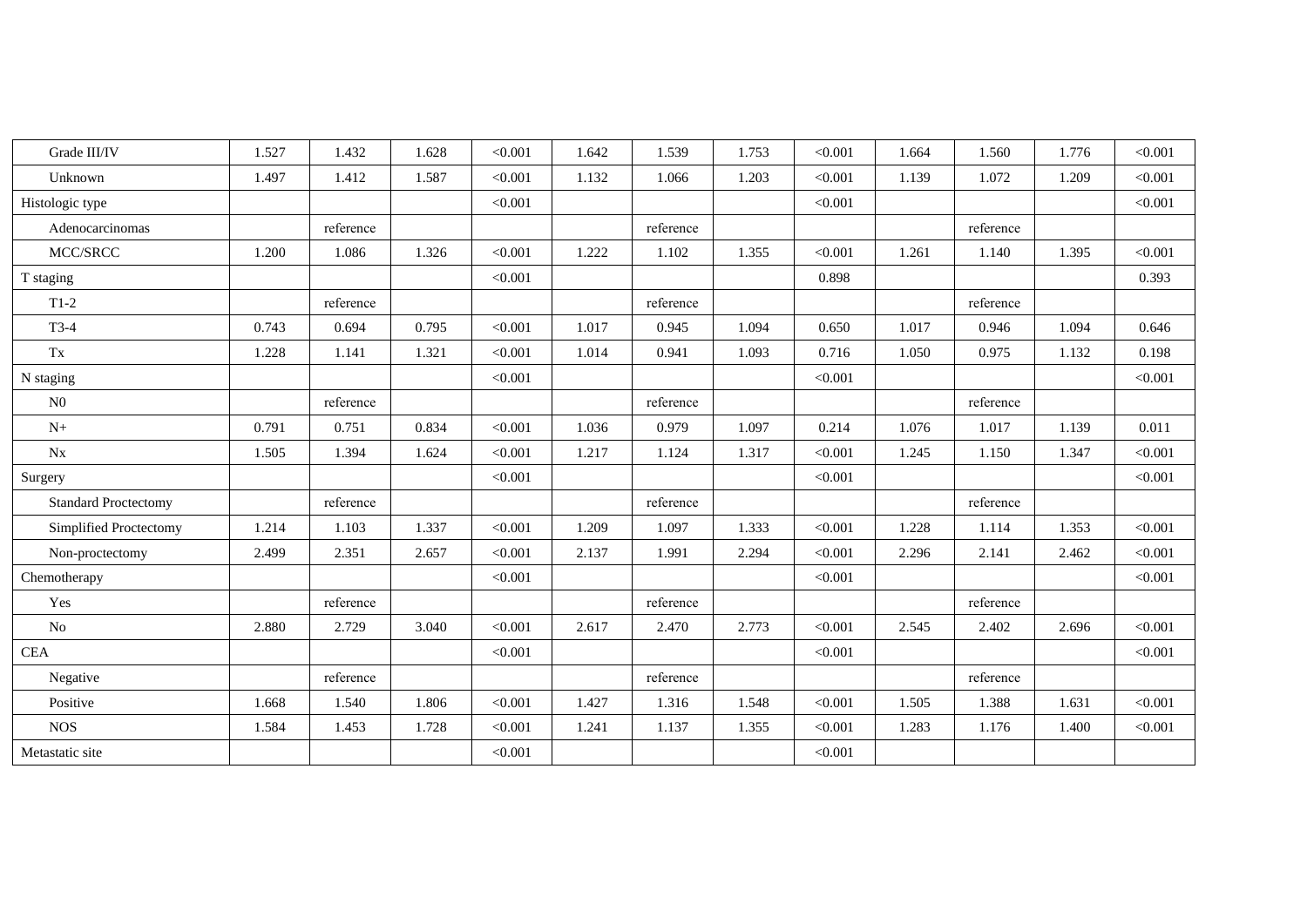| | | | | | | | | | | | | |
|---|---|---|---|---|---|---|---|---|---|---|---|---|
| Grade III/IV | 1.527 | 1.432 | 1.628 | <0.001 | 1.642 | 1.539 | 1.753 | <0.001 | 1.664 | 1.560 | 1.776 | <0.001 |
| Unknown | 1.497 | 1.412 | 1.587 | <0.001 | 1.132 | 1.066 | 1.203 | <0.001 | 1.139 | 1.072 | 1.209 | <0.001 |
| Histologic type | | | | <0.001 | | | | <0.001 | | | | <0.001 |
| Adenocarcinomas | | reference | | | | reference | | | | reference | | |
| MCC/SRCC | 1.200 | 1.086 | 1.326 | <0.001 | 1.222 | 1.102 | 1.355 | <0.001 | 1.261 | 1.140 | 1.395 | <0.001 |
| T staging | | | | <0.001 | | | | 0.898 | | | | 0.393 |
| T1-2 | | reference | | | | reference | | | | reference | | |
| T3-4 | 0.743 | 0.694 | 0.795 | <0.001 | 1.017 | 0.945 | 1.094 | 0.650 | 1.017 | 0.946 | 1.094 | 0.646 |
| Tx | 1.228 | 1.141 | 1.321 | <0.001 | 1.014 | 0.941 | 1.093 | 0.716 | 1.050 | 0.975 | 1.132 | 0.198 |
| N staging | | | | <0.001 | | | | <0.001 | | | | <0.001 |
| N0 | | reference | | | | reference | | | | reference | | |
| N+ | 0.791 | 0.751 | 0.834 | <0.001 | 1.036 | 0.979 | 1.097 | 0.214 | 1.076 | 1.017 | 1.139 | 0.011 |
| Nx | 1.505 | 1.394 | 1.624 | <0.001 | 1.217 | 1.124 | 1.317 | <0.001 | 1.245 | 1.150 | 1.347 | <0.001 |
| Surgery | | | | <0.001 | | | | <0.001 | | | | <0.001 |
| Standard Proctectomy | | reference | | | | reference | | | | reference | | |
| Simplified Proctectomy | 1.214 | 1.103 | 1.337 | <0.001 | 1.209 | 1.097 | 1.333 | <0.001 | 1.228 | 1.114 | 1.353 | <0.001 |
| Non-proctectomy | 2.499 | 2.351 | 2.657 | <0.001 | 2.137 | 1.991 | 2.294 | <0.001 | 2.296 | 2.141 | 2.462 | <0.001 |
| Chemotherapy | | | | <0.001 | | | | <0.001 | | | | <0.001 |
| Yes | | reference | | | | reference | | | | reference | | |
| No | 2.880 | 2.729 | 3.040 | <0.001 | 2.617 | 2.470 | 2.773 | <0.001 | 2.545 | 2.402 | 2.696 | <0.001 |
| CEA | | | | <0.001 | | | | <0.001 | | | | <0.001 |
| Negative | | reference | | | | reference | | | | reference | | |
| Positive | 1.668 | 1.540 | 1.806 | <0.001 | 1.427 | 1.316 | 1.548 | <0.001 | 1.505 | 1.388 | 1.631 | <0.001 |
| NOS | 1.584 | 1.453 | 1.728 | <0.001 | 1.241 | 1.137 | 1.355 | <0.001 | 1.283 | 1.176 | 1.400 | <0.001 |
| Metastatic site | | | | <0.001 | | | | <0.001 | | | | |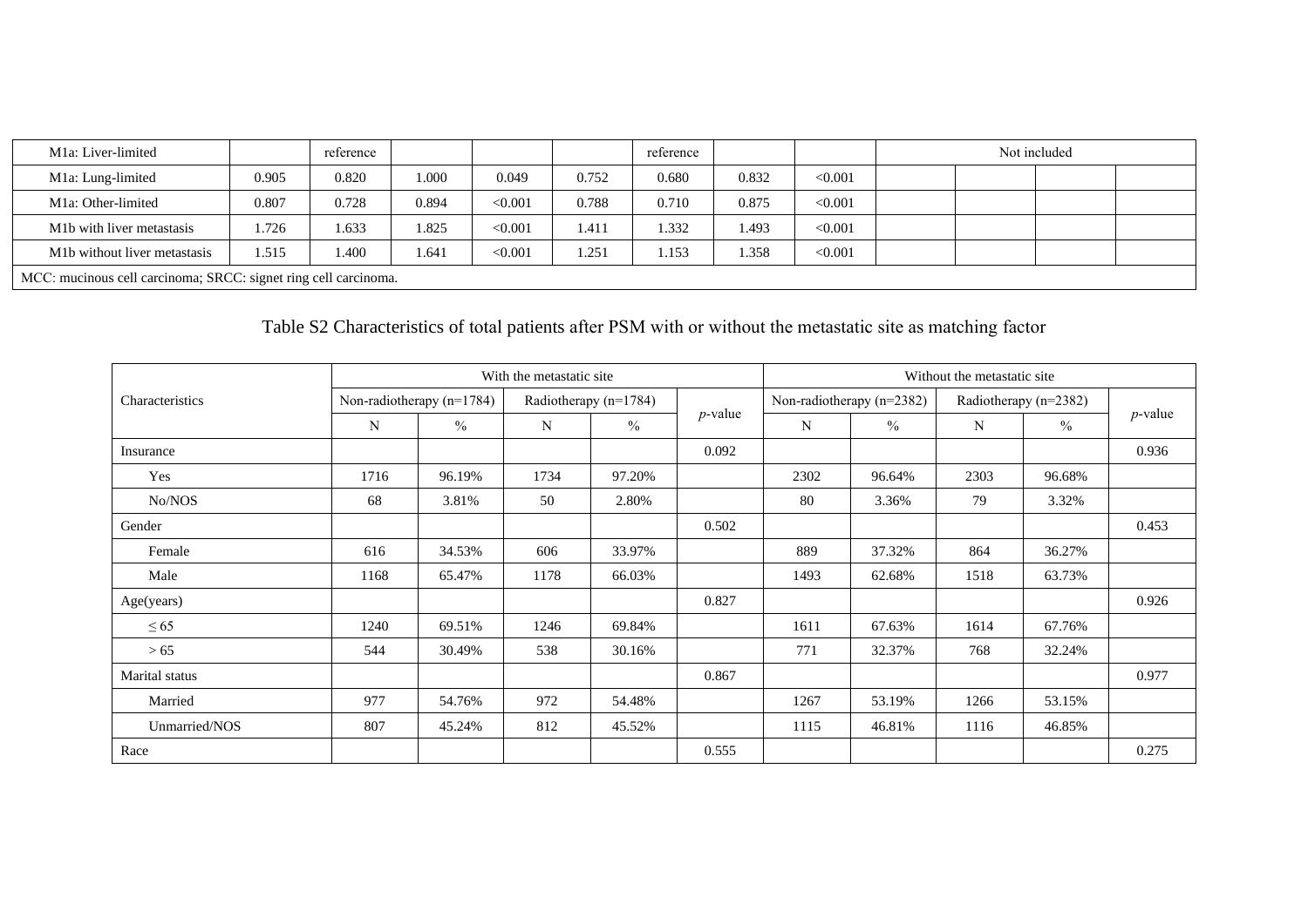| | | | | | | | | | | | | |
|---|---|---|---|---|---|---|---|---|---|---|---|---|
| M1a: Liver-limited | | reference | | | | reference | | | Not included | | | |
| M1a: Lung-limited | 0.905 | 0.820 | 1.000 | 0.049 | 0.752 | 0.680 | 0.832 | <0.001 | | | | |
| M1a: Other-limited | 0.807 | 0.728 | 0.894 | <0.001 | 0.788 | 0.710 | 0.875 | <0.001 | | | | |
| M1b with liver metastasis | 1.726 | 1.633 | 1.825 | <0.001 | 1.411 | 1.332 | 1.493 | <0.001 | | | | |
| M1b without liver metastasis | 1.515 | 1.400 | 1.641 | <0.001 | 1.251 | 1.153 | 1.358 | <0.001 | | | | |

MCC: mucinous cell carcinoma; SRCC: signet ring cell carcinoma.

Table S2 Characteristics of total patients after PSM with or without the metastatic site as matching factor

| Characteristics | With the metastatic site | | | | | Without the metastatic site | | | | |
|---|---|---|---|---|---|---|---|---|---|---|
| | Non-radiotherapy (n=1784) | | Radiotherapy (n=1784) | | *p*-value | Non-radiotherapy (n=2382) | | Radiotherapy (n=2382) | | *p*-value |
| | N | % | N | % | | N | % | N | % | |
| Insurance | | | | | 0.092 | | | | | 0.936 |
| Yes | 1716 | 96.19% | 1734 | 97.20% | | 2302 | 96.64% | 2303 | 96.68% | |
| No/NOS | 68 | 3.81% | 50 | 2.80% | | 80 | 3.36% | 79 | 3.32% | |
| Gender | | | | | 0.502 | | | | | 0.453 |
| Female | 616 | 34.53% | 606 | 33.97% | | 889 | 37.32% | 864 | 36.27% | |
| Male | 1168 | 65.47% | 1178 | 66.03% | | 1493 | 62.68% | 1518 | 63.73% | |
| Age(years) | | | | | 0.827 | | | | | 0.926 |
| ≤ 65 | 1240 | 69.51% | 1246 | 69.84% | | 1611 | 67.63% | 1614 | 67.76% | |
| > 65 | 544 | 30.49% | 538 | 30.16% | | 771 | 32.37% | 768 | 32.24% | |
| Marital status | | | | | 0.867 | | | | | 0.977 |
| Married | 977 | 54.76% | 972 | 54.48% | | 1267 | 53.19% | 1266 | 53.15% | |
| Unmarried/NOS | 807 | 45.24% | 812 | 45.52% | | 1115 | 46.81% | 1116 | 46.85% | |
| Race | | | | | 0.555 | | | | | 0.275 |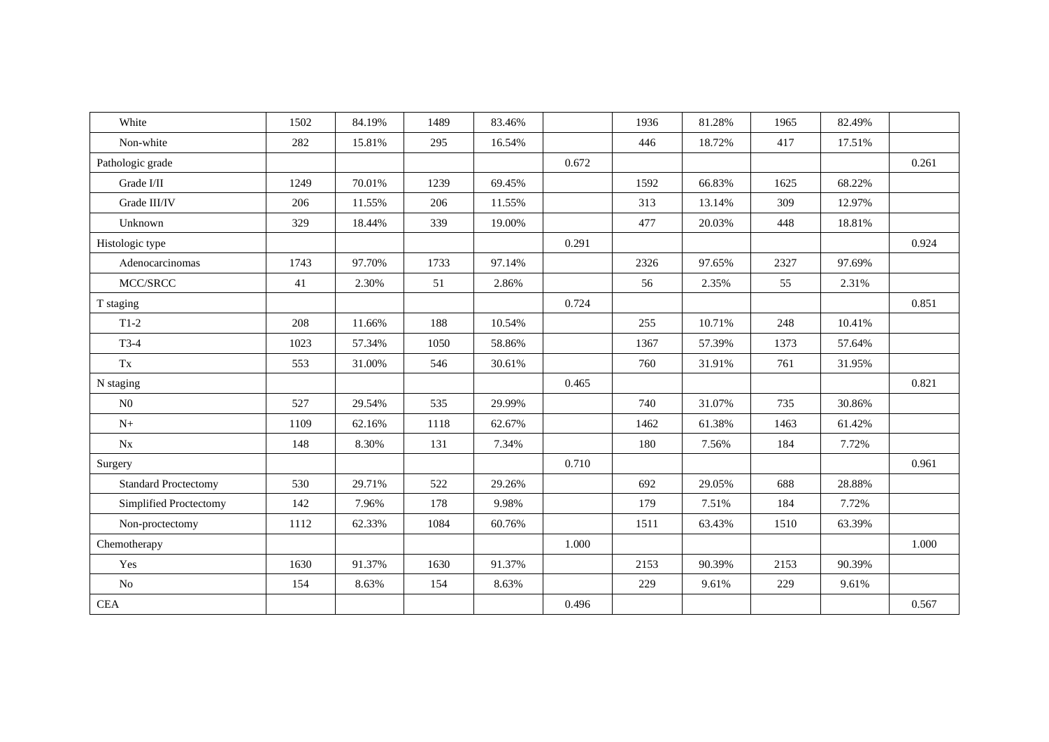| | | | | | | | | | | |
|---|---|---|---|---|---|---|---|---|---|---|
| White | 1502 | 84.19% | 1489 | 83.46% | | 1936 | 81.28% | 1965 | 82.49% | |
| Non-white | 282 | 15.81% | 295 | 16.54% | | 446 | 18.72% | 417 | 17.51% | |
| Pathologic grade | | | | | 0.672 | | | | | 0.261 |
| Grade I/II | 1249 | 70.01% | 1239 | 69.45% | | 1592 | 66.83% | 1625 | 68.22% | |
| Grade III/IV | 206 | 11.55% | 206 | 11.55% | | 313 | 13.14% | 309 | 12.97% | |
| Unknown | 329 | 18.44% | 339 | 19.00% | | 477 | 20.03% | 448 | 18.81% | |
| Histologic type | | | | | 0.291 | | | | | 0.924 |
| Adenocarcinomas | 1743 | 97.70% | 1733 | 97.14% | | 2326 | 97.65% | 2327 | 97.69% | |
| MCC/SRCC | 41 | 2.30% | 51 | 2.86% | | 56 | 2.35% | 55 | 2.31% | |
| T staging | | | | | 0.724 | | | | | 0.851 |
| T1-2 | 208 | 11.66% | 188 | 10.54% | | 255 | 10.71% | 248 | 10.41% | |
| T3-4 | 1023 | 57.34% | 1050 | 58.86% | | 1367 | 57.39% | 1373 | 57.64% | |
| Tx | 553 | 31.00% | 546 | 30.61% | | 760 | 31.91% | 761 | 31.95% | |
| N staging | | | | | 0.465 | | | | | 0.821 |
| N0 | 527 | 29.54% | 535 | 29.99% | | 740 | 31.07% | 735 | 30.86% | |
| N+ | 1109 | 62.16% | 1118 | 62.67% | | 1462 | 61.38% | 1463 | 61.42% | |
| Nx | 148 | 8.30% | 131 | 7.34% | | 180 | 7.56% | 184 | 7.72% | |
| Surgery | | | | | 0.710 | | | | | 0.961 |
| Standard Proctectomy | 530 | 29.71% | 522 | 29.26% | | 692 | 29.05% | 688 | 28.88% | |
| Simplified Proctectomy | 142 | 7.96% | 178 | 9.98% | | 179 | 7.51% | 184 | 7.72% | |
| Non-proctectomy | 1112 | 62.33% | 1084 | 60.76% | | 1511 | 63.43% | 1510 | 63.39% | |
| Chemotherapy | | | | | 1.000 | | | | | 1.000 |
| Yes | 1630 | 91.37% | 1630 | 91.37% | | 2153 | 90.39% | 2153 | 90.39% | |
| No | 154 | 8.63% | 154 | 8.63% | | 229 | 9.61% | 229 | 9.61% | |
| CEA | | | | | 0.496 | | | | | 0.567 |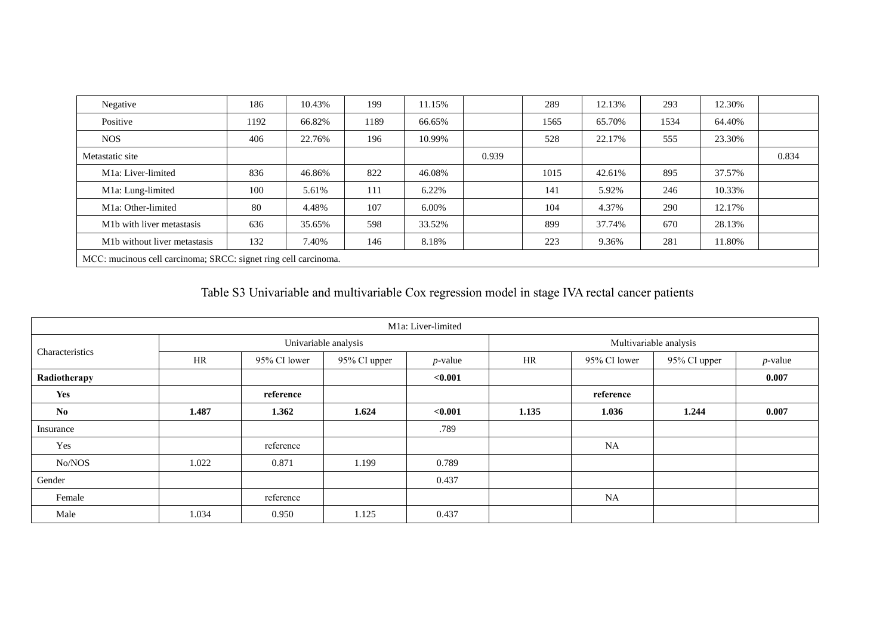| | | | | | | | | | | |
|---|---|---|---|---|---|---|---|---|---|---|
| Negative | 186 | 10.43% | 199 | 11.15% | | 289 | 12.13% | 293 | 12.30% | |
| Positive | 1192 | 66.82% | 1189 | 66.65% | | 1565 | 65.70% | 1534 | 64.40% | |
| NOS | 406 | 22.76% | 196 | 10.99% | | 528 | 22.17% | 555 | 23.30% | |
| Metastatic site | | | | | 0.939 | | | | | 0.834 |
| M1a: Liver-limited | 836 | 46.86% | 822 | 46.08% | | 1015 | 42.61% | 895 | 37.57% | |
| M1a: Lung-limited | 100 | 5.61% | 111 | 6.22% | | 141 | 5.92% | 246 | 10.33% | |
| M1a: Other-limited | 80 | 4.48% | 107 | 6.00% | | 104 | 4.37% | 290 | 12.17% | |
| M1b with liver metastasis | 636 | 35.65% | 598 | 33.52% | | 899 | 37.74% | 670 | 28.13% | |
| M1b without liver metastasis | 132 | 7.40% | 146 | 8.18% | | 223 | 9.36% | 281 | 11.80% | |

MCC: mucinous cell carcinoma; SRCC: signet ring cell carcinoma.

Table S3 Univariable and multivariable Cox regression model in stage IVA rectal cancer patients

| M1a: Liver-limited | | | | | | | | |
|---|---|---|---|---|---|---|---|---|
| Characteristics | Univariable analysis | | | | Multivariable analysis | | | |
| | HR | 95% CI lower | 95% CI upper | *p*-value | HR | 95% CI lower | 95% CI upper | *p*-value |
| **Radiotherapy** | | | | **<0.001** | | | | **0.007** |
| **Yes** | | **reference** | | | | **reference** | | |
| **No** | **1.487** | **1.362** | **1.624** | **<0.001** | **1.135** | **1.036** | **1.244** | **0.007** |
| Insurance | | | | .789 | | | | |
| Yes | | reference | | | | NA | | |
| No/NOS | 1.022 | 0.871 | 1.199 | 0.789 | | | | |
| Gender | | | | 0.437 | | | | |
| Female | | reference | | | | NA | | |
| Male | 1.034 | 0.950 | 1.125 | 0.437 | | | | |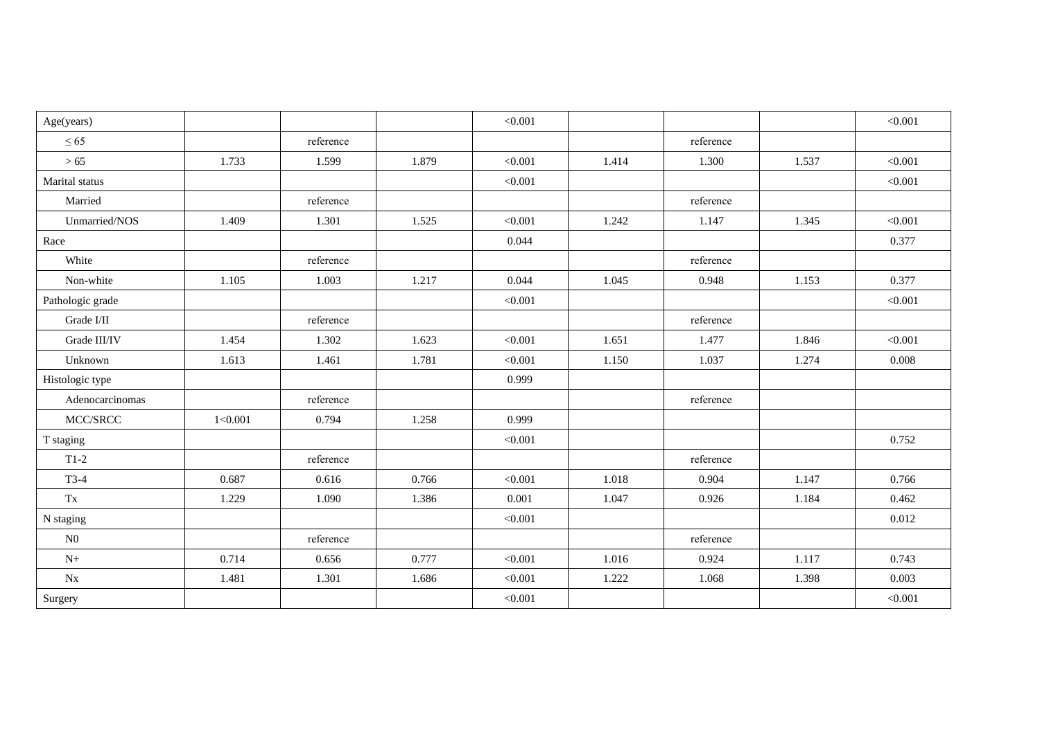| Age(years) | | | | <0.001 | | | | <0.001 |
|---|---|---|---|---|---|---|---|---|
| ≤ 65 | | reference | | | | reference | | |
| > 65 | 1.733 | 1.599 | 1.879 | <0.001 | 1.414 | 1.300 | 1.537 | <0.001 |
| Marital status | | | | <0.001 | | | | <0.001 |
| Married | | reference | | | | reference | | |
| Unmarried/NOS | 1.409 | 1.301 | 1.525 | <0.001 | 1.242 | 1.147 | 1.345 | <0.001 |
| Race | | | | 0.044 | | | | 0.377 |
| White | | reference | | | | reference | | |
| Non-white | 1.105 | 1.003 | 1.217 | 0.044 | 1.045 | 0.948 | 1.153 | 0.377 |
| Pathologic grade | | | | <0.001 | | | | <0.001 |
| Grade I/II | | reference | | | | reference | | |
| Grade III/IV | 1.454 | 1.302 | 1.623 | <0.001 | 1.651 | 1.477 | 1.846 | <0.001 |
| Unknown | 1.613 | 1.461 | 1.781 | <0.001 | 1.150 | 1.037 | 1.274 | 0.008 |
| Histologic type | | | | 0.999 | | | | |
| Adenocarcinomas | | reference | | | | reference | | |
| MCC/SRCC | 1<0.001 | 0.794 | 1.258 | 0.999 | | | | |
| T staging | | | | <0.001 | | | | 0.752 |
| T1-2 | | reference | | | | reference | | |
| T3-4 | 0.687 | 0.616 | 0.766 | <0.001 | 1.018 | 0.904 | 1.147 | 0.766 |
| Tx | 1.229 | 1.090 | 1.386 | 0.001 | 1.047 | 0.926 | 1.184 | 0.462 |
| N staging | | | | <0.001 | | | | 0.012 |
| N0 | | reference | | | | reference | | |
| N+ | 0.714 | 0.656 | 0.777 | <0.001 | 1.016 | 0.924 | 1.117 | 0.743 |
| Nx | 1.481 | 1.301 | 1.686 | <0.001 | 1.222 | 1.068 | 1.398 | 0.003 |
| Surgery | | | | <0.001 | | | | <0.001 |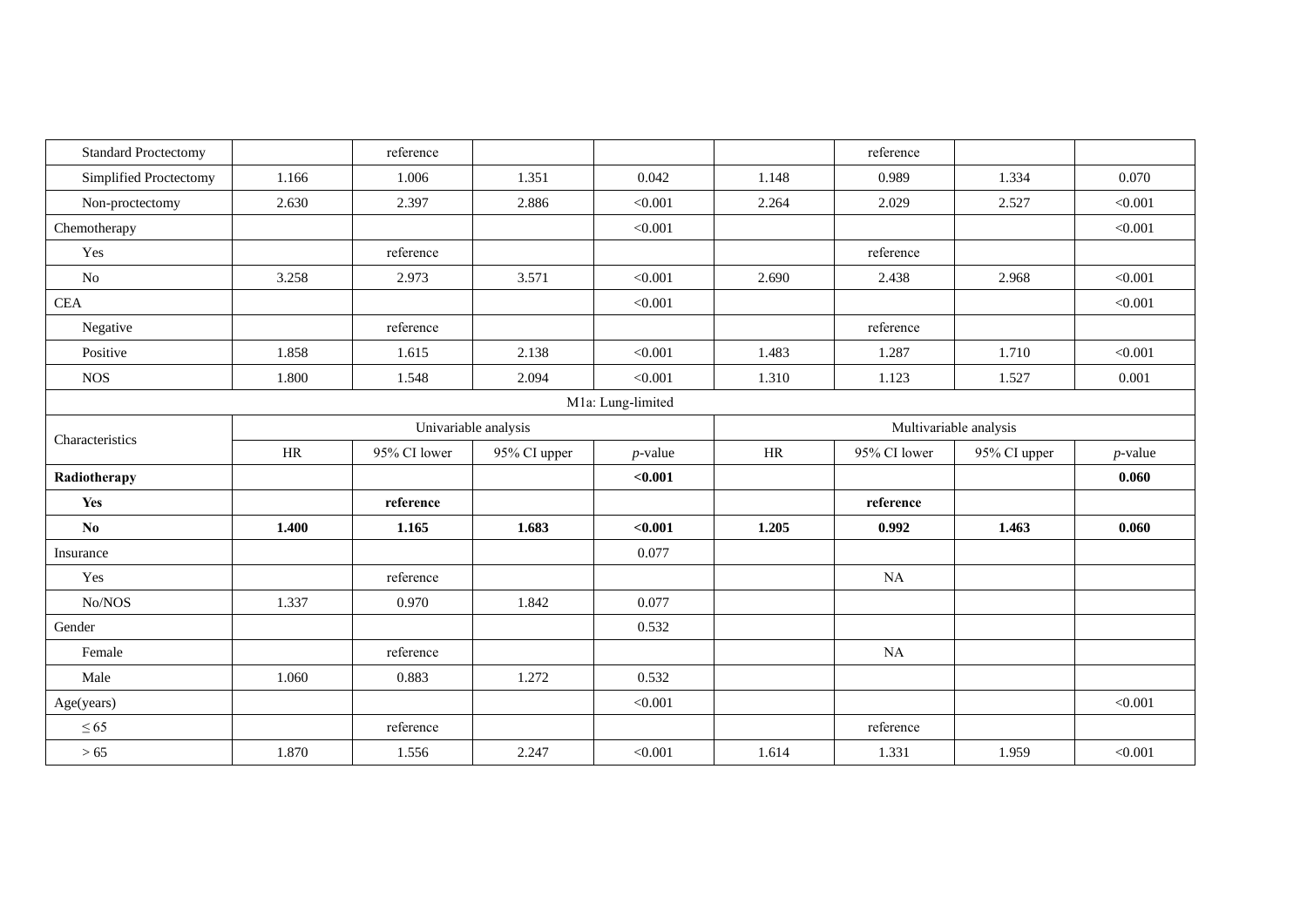| | | | | | | | | |
|---|---|---|---|---|---|---|---|---|
| Standard Proctectomy | | reference | | | | reference | | |
| Simplified Proctectomy | 1.166 | 1.006 | 1.351 | 0.042 | 1.148 | 0.989 | 1.334 | 0.070 |
| Non-proctectomy | 2.630 | 2.397 | 2.886 | <0.001 | 2.264 | 2.029 | 2.527 | <0.001 |
| Chemotherapy | | | | <0.001 | | | | <0.001 |
| Yes | | reference | | | | reference | | |
| No | 3.258 | 2.973 | 3.571 | <0.001 | 2.690 | 2.438 | 2.968 | <0.001 |
| CEA | | | | <0.001 | | | | <0.001 |
| Negative | | reference | | | | reference | | |
| Positive | 1.858 | 1.615 | 2.138 | <0.001 | 1.483 | 1.287 | 1.710 | <0.001 |
| NOS | 1.800 | 1.548 | 2.094 | <0.001 | 1.310 | 1.123 | 1.527 | 0.001 |
| M1a: Lung-limited | | | | | | | | |
| Characteristics | Univariable analysis | | | | Multivariable analysis | | | |
| | HR | 95% CI lower | 95% CI upper | *p*-value | HR | 95% CI lower | 95% CI upper | *p*-value |
| **Radiotherapy** | | | | **<0.001** | | | | **0.060** |
| **Yes** | | **reference** | | | | **reference** | | |
| **No** | **1.400** | **1.165** | **1.683** | **<0.001** | **1.205** | **0.992** | **1.463** | **0.060** |
| Insurance | | | | 0.077 | | | | |
| Yes | | reference | | | | NA | | |
| No/NOS | 1.337 | 0.970 | 1.842 | 0.077 | | | | |
| Gender | | | | 0.532 | | | | |
| Female | | reference | | | | NA | | |
| Male | 1.060 | 0.883 | 1.272 | 0.532 | | | | |
| Age(years) | | | | <0.001 | | | | <0.001 |
| ≤ 65 | | reference | | | | reference | | |
| > 65 | 1.870 | 1.556 | 2.247 | <0.001 | 1.614 | 1.331 | 1.959 | <0.001 |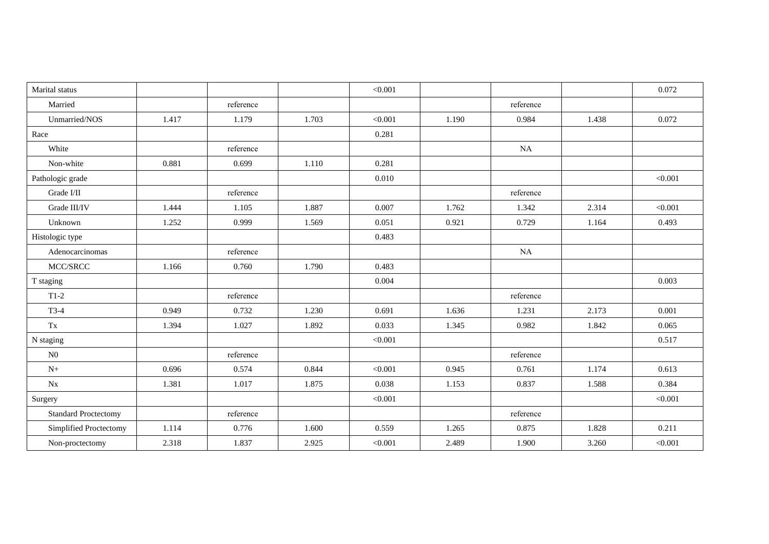| Marital status | | | | <0.001 | | | | 0.072 |
|---|---|---|---|---|---|---|---|---|
| Married | | reference | | | | reference | | |
| Unmarried/NOS | 1.417 | 1.179 | 1.703 | <0.001 | 1.190 | 0.984 | 1.438 | 0.072 |
| Race | | | | 0.281 | | | | |
| White | | reference | | | | NA | | |
| Non-white | 0.881 | 0.699 | 1.110 | 0.281 | | | | |
| Pathologic grade | | | | 0.010 | | | | <0.001 |
| Grade I/II | | reference | | | | reference | | |
| Grade III/IV | 1.444 | 1.105 | 1.887 | 0.007 | 1.762 | 1.342 | 2.314 | <0.001 |
| Unknown | 1.252 | 0.999 | 1.569 | 0.051 | 0.921 | 0.729 | 1.164 | 0.493 |
| Histologic type | | | | 0.483 | | | | |
| Adenocarcinomas | | reference | | | | NA | | |
| MCC/SRCC | 1.166 | 0.760 | 1.790 | 0.483 | | | | |
| T staging | | | | 0.004 | | | | 0.003 |
| T1-2 | | reference | | | | reference | | |
| T3-4 | 0.949 | 0.732 | 1.230 | 0.691 | 1.636 | 1.231 | 2.173 | 0.001 |
| Tx | 1.394 | 1.027 | 1.892 | 0.033 | 1.345 | 0.982 | 1.842 | 0.065 |
| N staging | | | | <0.001 | | | | 0.517 |
| N0 | | reference | | | | reference | | |
| N+ | 0.696 | 0.574 | 0.844 | <0.001 | 0.945 | 0.761 | 1.174 | 0.613 |
| Nx | 1.381 | 1.017 | 1.875 | 0.038 | 1.153 | 0.837 | 1.588 | 0.384 |
| Surgery | | | | <0.001 | | | | <0.001 |
| Standard Proctectomy | | reference | | | | reference | | |
| Simplified Proctectomy | 1.114 | 0.776 | 1.600 | 0.559 | 1.265 | 0.875 | 1.828 | 0.211 |
| Non-proctectomy | 2.318 | 1.837 | 2.925 | <0.001 | 2.489 | 1.900 | 3.260 | <0.001 |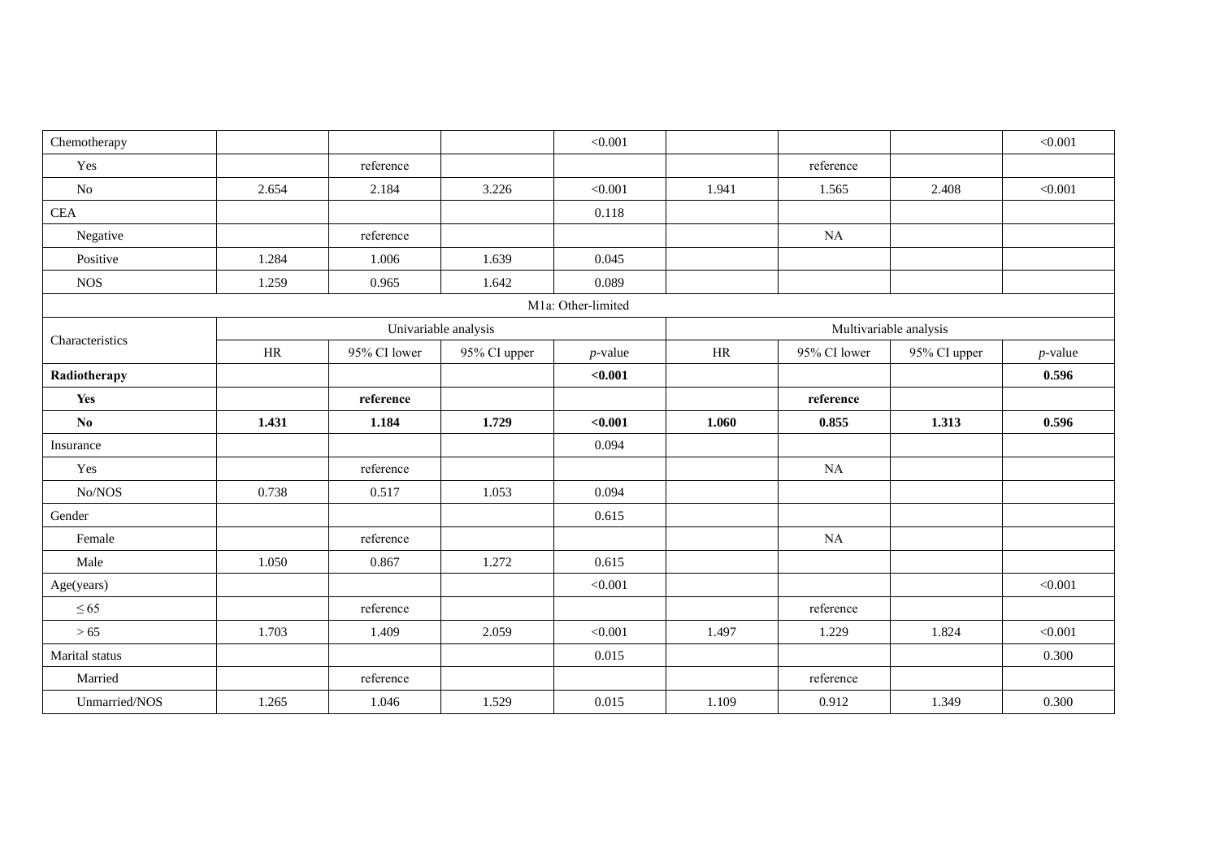| Chemotherapy | | | | <0.001 | | | | <0.001 |
|---|---|---|---|---|---|---|---|---|
| Yes | | reference | | | | reference | | |
| No | 2.654 | 2.184 | 3.226 | <0.001 | 1.941 | 1.565 | 2.408 | <0.001 |
| CEA | | | | 0.118 | | | | |
| Negative | | reference | | | | NA | | |
| Positive | 1.284 | 1.006 | 1.639 | 0.045 | | | | |
| NOS | 1.259 | 0.965 | 1.642 | 0.089 | | | | |
| M1a: Other-limited | | | | | | | | |
| Characteristics | Univariable analysis | | | | Multivariable analysis | | | |
| | HR | 95% CI lower | 95% CI upper | *p*-value | HR | 95% CI lower | 95% CI upper | *p*-value |
| **Radiotherapy** | | | | **<0.001** | | | | **0.596** |
| **Yes** | | **reference** | | | | **reference** | | |
| **No** | **1.431** | **1.184** | **1.729** | **<0.001** | **1.060** | **0.855** | **1.313** | **0.596** |
| Insurance | | | | 0.094 | | | | |
| Yes | | reference | | | | NA | | |
| No/NOS | 0.738 | 0.517 | 1.053 | 0.094 | | | | |
| Gender | | | | 0.615 | | | | |
| Female | | reference | | | | NA | | |
| Male | 1.050 | 0.867 | 1.272 | 0.615 | | | | |
| Age(years) | | | | <0.001 | | | | <0.001 |
| ≤ 65 | | reference | | | | reference | | |
| > 65 | 1.703 | 1.409 | 2.059 | <0.001 | 1.497 | 1.229 | 1.824 | <0.001 |
| Marital status | | | | 0.015 | | | | 0.300 |
| Married | | reference | | | | reference | | |
| Unmarried/NOS | 1.265 | 1.046 | 1.529 | 0.015 | 1.109 | 0.912 | 1.349 | 0.300 |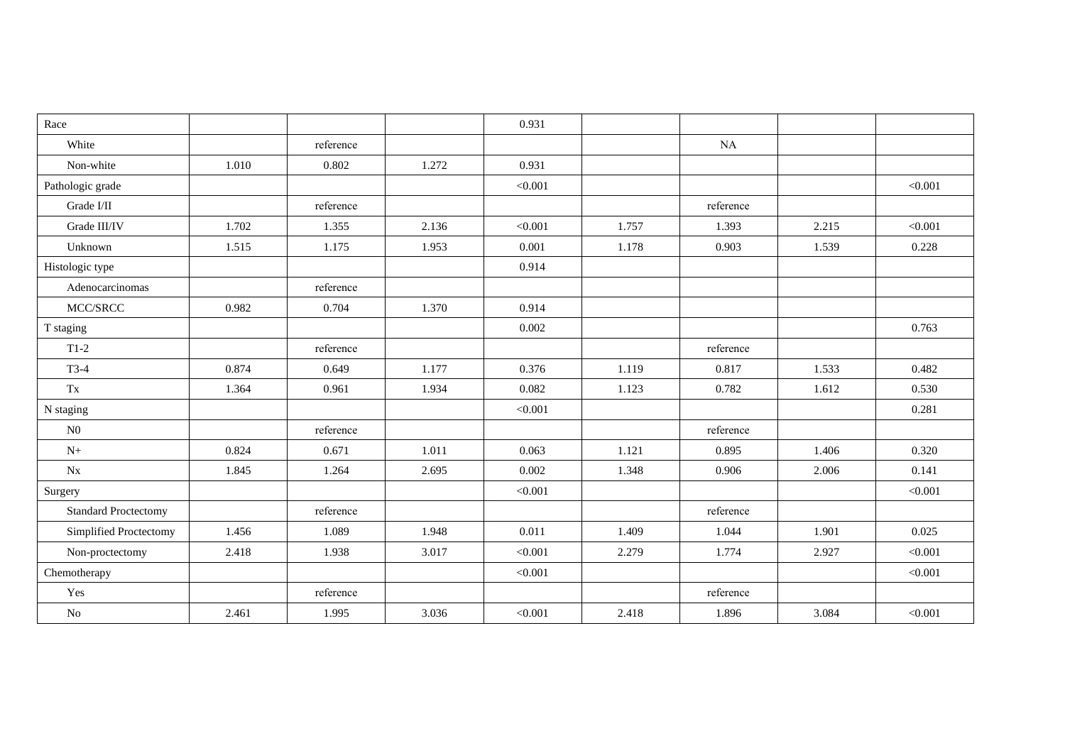| | | | | | | | | |
|---|---|---|---|---|---|---|---|---|
| Race | | | | 0.931 | | | | |
| White | | reference | | | | NA | | |
| Non-white | 1.010 | 0.802 | 1.272 | 0.931 | | | | |
| Pathologic grade | | | | <0.001 | | | | <0.001 |
| Grade I/II | | reference | | | | reference | | |
| Grade III/IV | 1.702 | 1.355 | 2.136 | <0.001 | 1.757 | 1.393 | 2.215 | <0.001 |
| Unknown | 1.515 | 1.175 | 1.953 | 0.001 | 1.178 | 0.903 | 1.539 | 0.228 |
| Histologic type | | | | 0.914 | | | | |
| Adenocarcinomas | | reference | | | | | | |
| MCC/SRCC | 0.982 | 0.704 | 1.370 | 0.914 | | | | |
| T staging | | | | 0.002 | | | | 0.763 |
| T1-2 | | reference | | | | reference | | |
| T3-4 | 0.874 | 0.649 | 1.177 | 0.376 | 1.119 | 0.817 | 1.533 | 0.482 |
| Tx | 1.364 | 0.961 | 1.934 | 0.082 | 1.123 | 0.782 | 1.612 | 0.530 |
| N staging | | | | <0.001 | | | | 0.281 |
| N0 | | reference | | | | reference | | |
| N+ | 0.824 | 0.671 | 1.011 | 0.063 | 1.121 | 0.895 | 1.406 | 0.320 |
| Nx | 1.845 | 1.264 | 2.695 | 0.002 | 1.348 | 0.906 | 2.006 | 0.141 |
| Surgery | | | | <0.001 | | | | <0.001 |
| Standard Proctectomy | | reference | | | | reference | | |
| Simplified Proctectomy | 1.456 | 1.089 | 1.948 | 0.011 | 1.409 | 1.044 | 1.901 | 0.025 |
| Non-proctectomy | 2.418 | 1.938 | 3.017 | <0.001 | 2.279 | 1.774 | 2.927 | <0.001 |
| Chemotherapy | | | | <0.001 | | | | <0.001 |
| Yes | | reference | | | | reference | | |
| No | 2.461 | 1.995 | 3.036 | <0.001 | 2.418 | 1.896 | 3.084 | <0.001 |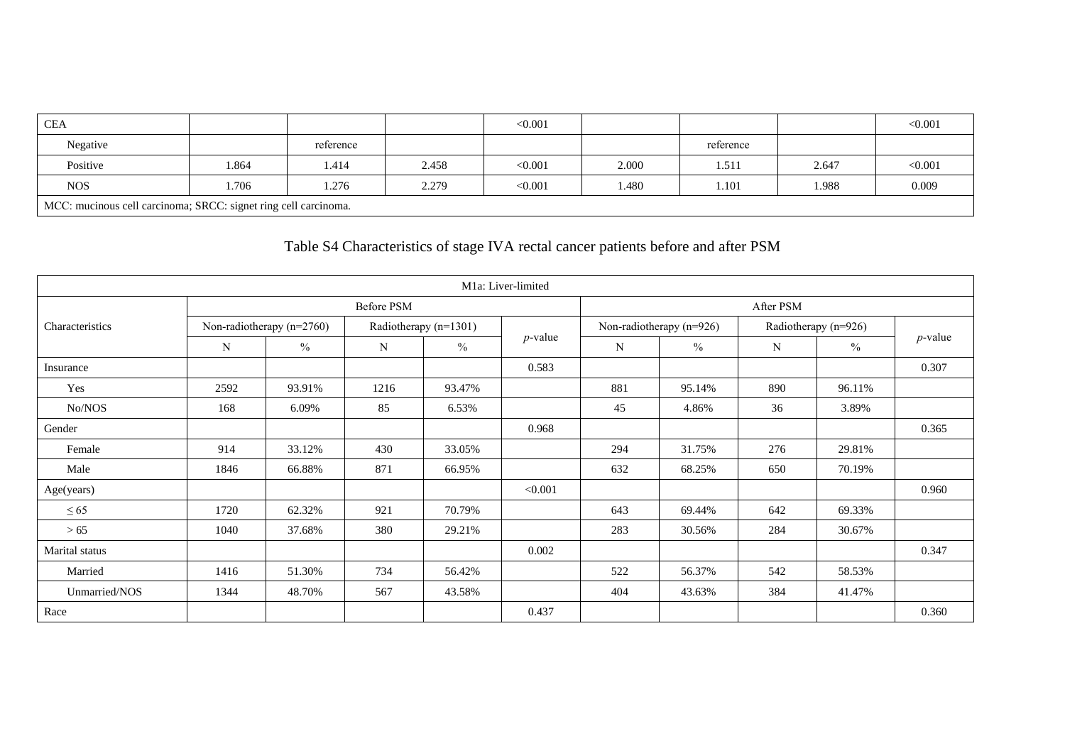| CEA | | | | <0.001 | | | | <0.001 |
|---|---|---|---|---|---|---|---|---|
| Negative | | reference | | | | reference | | |
| Positive | 1.864 | 1.414 | 2.458 | <0.001 | 2.000 | 1.511 | 2.647 | <0.001 |
| NOS | 1.706 | 1.276 | 2.279 | <0.001 | 1.480 | 1.101 | 1.988 | 0.009 |

MCC: mucinous cell carcinoma; SRCC: signet ring cell carcinoma.

## Table S4 Characteristics of stage IVA rectal cancer patients before and after PSM

| M1a: Liver-limited | | | | | | | | | | |
|---|---|---|---|---|---|---|---|---|---|---|
| Characteristics | Before PSM | | | | | After PSM | | | | |
| | Non-radiotherapy (n=2760) | | Radiotherapy (n=1301) | | *p*-value | Non-radiotherapy (n=926) | | Radiotherapy (n=926) | | *p*-value |
| | N | % | N | % | | N | % | N | % | |
| Insurance | | | | | 0.583 | | | | | 0.307 |
| Yes | 2592 | 93.91% | 1216 | 93.47% | | 881 | 95.14% | 890 | 96.11% | |
| No/NOS | 168 | 6.09% | 85 | 6.53% | | 45 | 4.86% | 36 | 3.89% | |
| Gender | | | | | 0.968 | | | | | 0.365 |
| Female | 914 | 33.12% | 430 | 33.05% | | 294 | 31.75% | 276 | 29.81% | |
| Male | 1846 | 66.88% | 871 | 66.95% | | 632 | 68.25% | 650 | 70.19% | |
| Age(years) | | | | | <0.001 | | | | | 0.960 |
| ≤ 65 | 1720 | 62.32% | 921 | 70.79% | | 643 | 69.44% | 642 | 69.33% | |
| > 65 | 1040 | 37.68% | 380 | 29.21% | | 283 | 30.56% | 284 | 30.67% | |
| Marital status | | | | | 0.002 | | | | | 0.347 |
| Married | 1416 | 51.30% | 734 | 56.42% | | 522 | 56.37% | 542 | 58.53% | |
| Unmarried/NOS | 1344 | 48.70% | 567 | 43.58% | | 404 | 43.63% | 384 | 41.47% | |
| Race | | | | | 0.437 | | | | | 0.360 |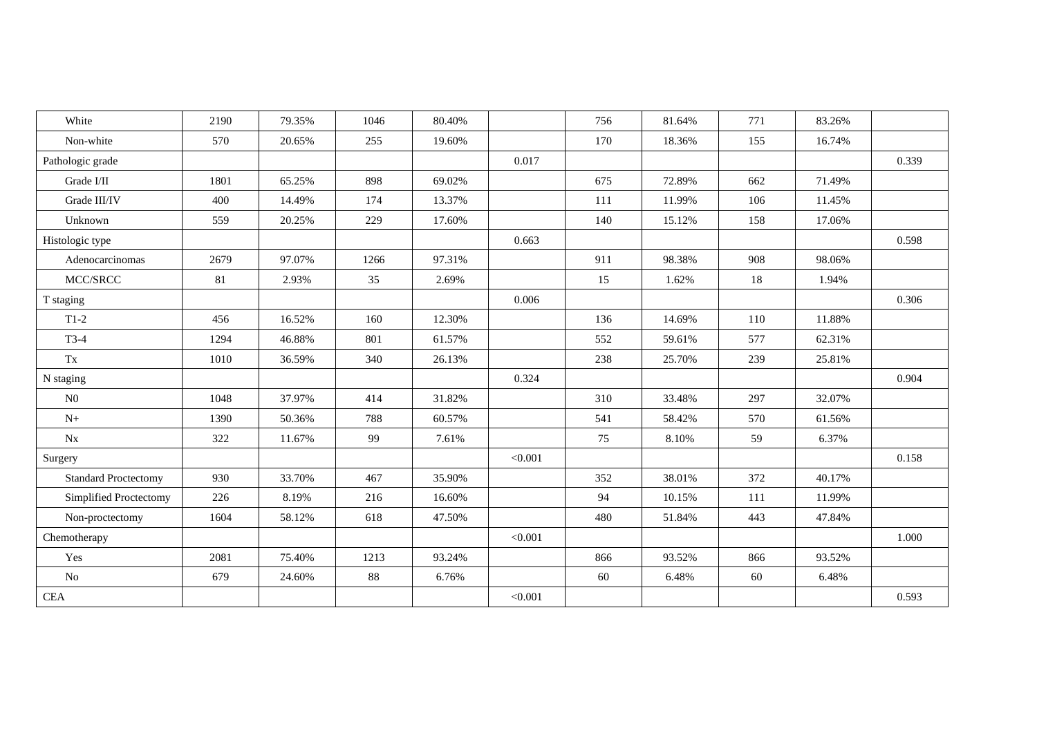| | | | | | | | | | | |
|---|---|---|---|---|---|---|---|---|---|---|
| White | 2190 | 79.35% | 1046 | 80.40% | | 756 | 81.64% | 771 | 83.26% | |
| Non-white | 570 | 20.65% | 255 | 19.60% | | 170 | 18.36% | 155 | 16.74% | |
| Pathologic grade | | | | | 0.017 | | | | | 0.339 |
| Grade I/II | 1801 | 65.25% | 898 | 69.02% | | 675 | 72.89% | 662 | 71.49% | |
| Grade III/IV | 400 | 14.49% | 174 | 13.37% | | 111 | 11.99% | 106 | 11.45% | |
| Unknown | 559 | 20.25% | 229 | 17.60% | | 140 | 15.12% | 158 | 17.06% | |
| Histologic type | | | | | 0.663 | | | | | 0.598 |
| Adenocarcinomas | 2679 | 97.07% | 1266 | 97.31% | | 911 | 98.38% | 908 | 98.06% | |
| MCC/SRCC | 81 | 2.93% | 35 | 2.69% | | 15 | 1.62% | 18 | 1.94% | |
| T staging | | | | | 0.006 | | | | | 0.306 |
| T1-2 | 456 | 16.52% | 160 | 12.30% | | 136 | 14.69% | 110 | 11.88% | |
| T3-4 | 1294 | 46.88% | 801 | 61.57% | | 552 | 59.61% | 577 | 62.31% | |
| Tx | 1010 | 36.59% | 340 | 26.13% | | 238 | 25.70% | 239 | 25.81% | |
| N staging | | | | | 0.324 | | | | | 0.904 |
| N0 | 1048 | 37.97% | 414 | 31.82% | | 310 | 33.48% | 297 | 32.07% | |
| N+ | 1390 | 50.36% | 788 | 60.57% | | 541 | 58.42% | 570 | 61.56% | |
| Nx | 322 | 11.67% | 99 | 7.61% | | 75 | 8.10% | 59 | 6.37% | |
| Surgery | | | | | <0.001 | | | | | 0.158 |
| Standard Proctectomy | 930 | 33.70% | 467 | 35.90% | | 352 | 38.01% | 372 | 40.17% | |
| Simplified Proctectomy | 226 | 8.19% | 216 | 16.60% | | 94 | 10.15% | 111 | 11.99% | |
| Non-proctectomy | 1604 | 58.12% | 618 | 47.50% | | 480 | 51.84% | 443 | 47.84% | |
| Chemotherapy | | | | | <0.001 | | | | | 1.000 |
| Yes | 2081 | 75.40% | 1213 | 93.24% | | 866 | 93.52% | 866 | 93.52% | |
| No | 679 | 24.60% | 88 | 6.76% | | 60 | 6.48% | 60 | 6.48% | |
| CEA | | | | | <0.001 | | | | | 0.593 |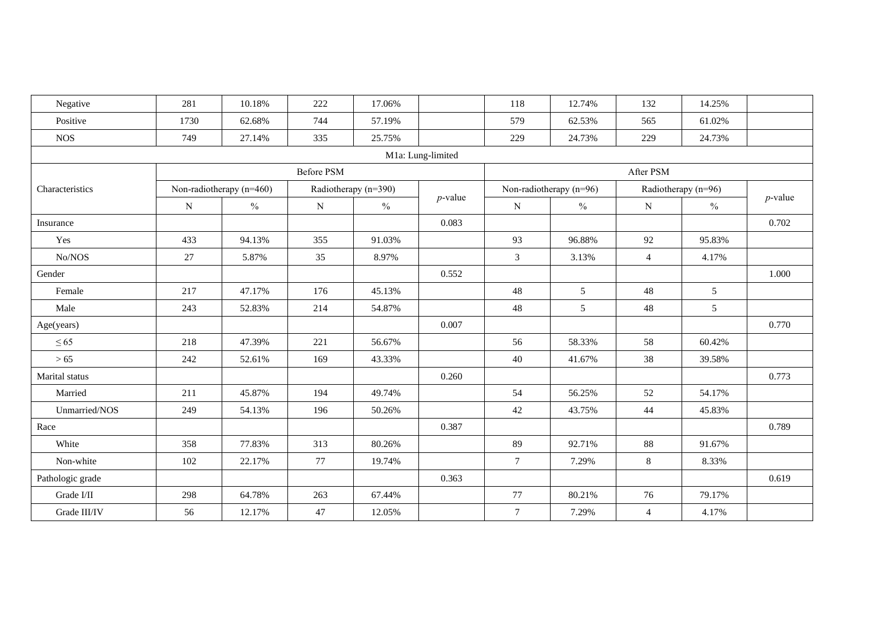| | | | | | | | | | | |
|---|---|---|---|---|---|---|---|---|---|---|
| Negative | 281 | 10.18% | 222 | 17.06% | | 118 | 12.74% | 132 | 14.25% | |
| Positive | 1730 | 62.68% | 744 | 57.19% | | 579 | 62.53% | 565 | 61.02% | |
| NOS | 749 | 27.14% | 335 | 25.75% | | 229 | 24.73% | 229 | 24.73% | |
| M1a: Lung-limited | | | | | | | | | | |
| Characteristics | Before PSM | | | | | After PSM | | | | |
| | Non-radiotherapy (n=460) | | Radiotherapy (n=390) | | *p*-value | Non-radiotherapy (n=96) | | Radiotherapy (n=96) | | *p*-value |
| | N | % | N | % | | N | % | N | % | |
| Insurance | | | | | 0.083 | | | | | 0.702 |
| Yes | 433 | 94.13% | 355 | 91.03% | | 93 | 96.88% | 92 | 95.83% | |
| No/NOS | 27 | 5.87% | 35 | 8.97% | | 3 | 3.13% | 4 | 4.17% | |
| Gender | | | | | 0.552 | | | | | 1.000 |
| Female | 217 | 47.17% | 176 | 45.13% | | 48 | 5 | 48 | 5 | |
| Male | 243 | 52.83% | 214 | 54.87% | | 48 | 5 | 48 | 5 | |
| Age(years) | | | | | 0.007 | | | | | 0.770 |
| $\leq 65$ | 218 | 47.39% | 221 | 56.67% | | 56 | 58.33% | 58 | 60.42% | |
| $> 65$ | 242 | 52.61% | 169 | 43.33% | | 40 | 41.67% | 38 | 39.58% | |
| Marital status | | | | | 0.260 | | | | | 0.773 |
| Married | 211 | 45.87% | 194 | 49.74% | | 54 | 56.25% | 52 | 54.17% | |
| Unmarried/NOS | 249 | 54.13% | 196 | 50.26% | | 42 | 43.75% | 44 | 45.83% | |
| Race | | | | | 0.387 | | | | | 0.789 |
| White | 358 | 77.83% | 313 | 80.26% | | 89 | 92.71% | 88 | 91.67% | |
| Non-white | 102 | 22.17% | 77 | 19.74% | | 7 | 7.29% | 8 | 8.33% | |
| Pathologic grade | | | | | 0.363 | | | | | 0.619 |
| Grade I/II | 298 | 64.78% | 263 | 67.44% | | 77 | 80.21% | 76 | 79.17% | |
| Grade III/IV | 56 | 12.17% | 47 | 12.05% | | 7 | 7.29% | 4 | 4.17% | |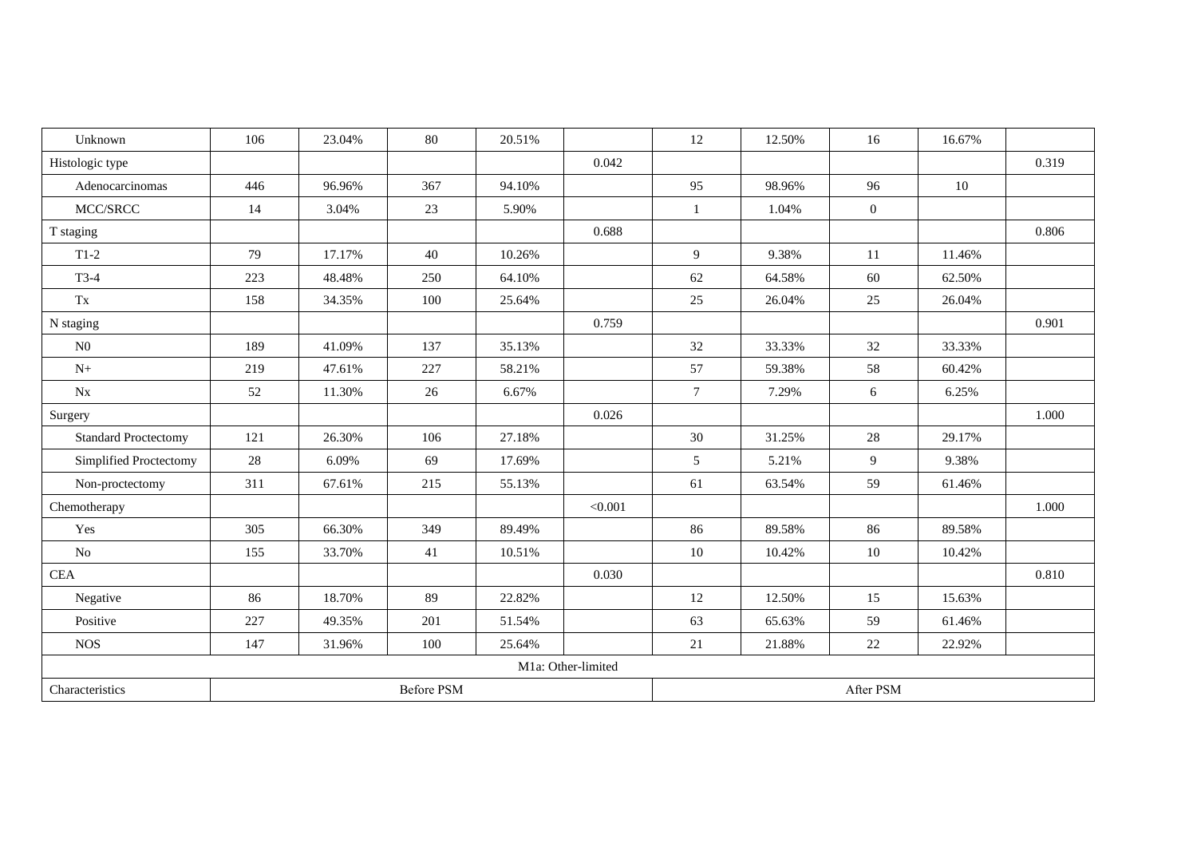| Characteristics | Before PSM | | | | | After PSM | | | | |
|---|---|---|---|---|---|---|---|---|---|---|
| M1a: Other-limited | | | | | | | | | | |
| Unknown | 106 | 23.04% | 80 | 20.51% | | 12 | 12.50% | 16 | 16.67% | |
| Histologic type | | | | | 0.042 | | | | | 0.319 |
| Adenocarcinomas | 446 | 96.96% | 367 | 94.10% | | 95 | 98.96% | 96 | 10 | |
| MCC/SRCC | 14 | 3.04% | 23 | 5.90% | | 1 | 1.04% | 0 | | |
| T staging | | | | | 0.688 | | | | | 0.806 |
| T1-2 | 79 | 17.17% | 40 | 10.26% | | 9 | 9.38% | 11 | 11.46% | |
| T3-4 | 223 | 48.48% | 250 | 64.10% | | 62 | 64.58% | 60 | 62.50% | |
| Tx | 158 | 34.35% | 100 | 25.64% | | 25 | 26.04% | 25 | 26.04% | |
| N staging | | | | | 0.759 | | | | | 0.901 |
| N0 | 189 | 41.09% | 137 | 35.13% | | 32 | 33.33% | 32 | 33.33% | |
| N+ | 219 | 47.61% | 227 | 58.21% | | 57 | 59.38% | 58 | 60.42% | |
| Nx | 52 | 11.30% | 26 | 6.67% | | 7 | 7.29% | 6 | 6.25% | |
| Surgery | | | | | 0.026 | | | | | 1.000 |
| Standard Proctectomy | 121 | 26.30% | 106 | 27.18% | | 30 | 31.25% | 28 | 29.17% | |
| Simplified Proctectomy | 28 | 6.09% | 69 | 17.69% | | 5 | 5.21% | 9 | 9.38% | |
| Non-proctectomy | 311 | 67.61% | 215 | 55.13% | | 61 | 63.54% | 59 | 61.46% | |
| Chemotherapy | | | | | <0.001 | | | | | 1.000 |
| Yes | 305 | 66.30% | 349 | 89.49% | | 86 | 89.58% | 86 | 89.58% | |
| No | 155 | 33.70% | 41 | 10.51% | | 10 | 10.42% | 10 | 10.42% | |
| CEA | | | | | 0.030 | | | | | 0.810 |
| Negative | 86 | 18.70% | 89 | 22.82% | | 12 | 12.50% | 15 | 15.63% | |
| Positive | 227 | 49.35% | 201 | 51.54% | | 63 | 65.63% | 59 | 61.46% | |
| NOS | 147 | 31.96% | 100 | 25.64% | | 21 | 21.88% | 22 | 22.92% | |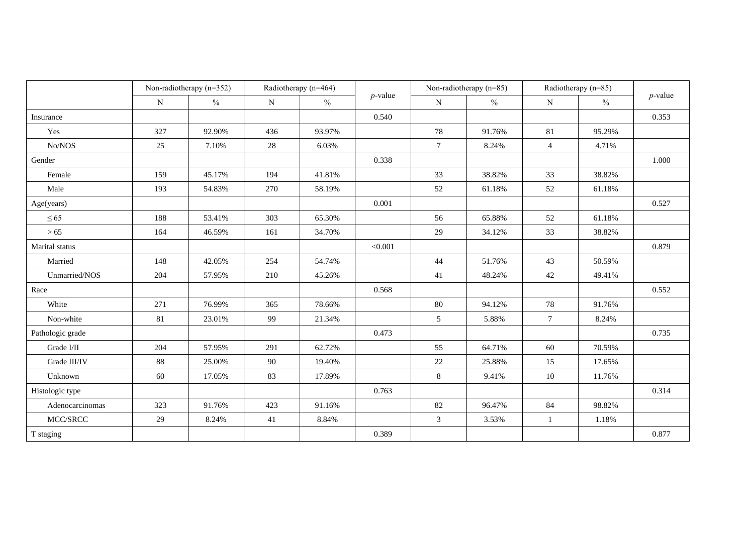| | Non-radiotherapy (n=352) | | Radiotherapy (n=464) | | *p*-value | Non-radiotherapy (n=85) | | Radiotherapy (n=85) | | *p*-value |
|---|---|---|---|---|---|---|---|---|---|---|
| | N | % | N | % | | N | % | N | % | |
| Insurance | | | | | 0.540 | | | | | 0.353 |
| Yes | 327 | 92.90% | 436 | 93.97% | | 78 | 91.76% | 81 | 95.29% | |
| No/NOS | 25 | 7.10% | 28 | 6.03% | | 7 | 8.24% | 4 | 4.71% | |
| Gender | | | | | 0.338 | | | | | 1.000 |
| Female | 159 | 45.17% | 194 | 41.81% | | 33 | 38.82% | 33 | 38.82% | |
| Male | 193 | 54.83% | 270 | 58.19% | | 52 | 61.18% | 52 | 61.18% | |
| Age(years) | | | | | 0.001 | | | | | 0.527 |
| ≤ 65 | 188 | 53.41% | 303 | 65.30% | | 56 | 65.88% | 52 | 61.18% | |
| > 65 | 164 | 46.59% | 161 | 34.70% | | 29 | 34.12% | 33 | 38.82% | |
| Marital status | | | | | <0.001 | | | | | 0.879 |
| Married | 148 | 42.05% | 254 | 54.74% | | 44 | 51.76% | 43 | 50.59% | |
| Unmarried/NOS | 204 | 57.95% | 210 | 45.26% | | 41 | 48.24% | 42 | 49.41% | |
| Race | | | | | 0.568 | | | | | 0.552 |
| White | 271 | 76.99% | 365 | 78.66% | | 80 | 94.12% | 78 | 91.76% | |
| Non-white | 81 | 23.01% | 99 | 21.34% | | 5 | 5.88% | 7 | 8.24% | |
| Pathologic grade | | | | | 0.473 | | | | | 0.735 |
| Grade I/II | 204 | 57.95% | 291 | 62.72% | | 55 | 64.71% | 60 | 70.59% | |
| Grade III/IV | 88 | 25.00% | 90 | 19.40% | | 22 | 25.88% | 15 | 17.65% | |
| Unknown | 60 | 17.05% | 83 | 17.89% | | 8 | 9.41% | 10 | 11.76% | |
| Histologic type | | | | | 0.763 | | | | | 0.314 |
| Adenocarcinomas | 323 | 91.76% | 423 | 91.16% | | 82 | 96.47% | 84 | 98.82% | |
| MCC/SRCC | 29 | 8.24% | 41 | 8.84% | | 3 | 3.53% | 1 | 1.18% | |
| T staging | | | | | 0.389 | | | | | 0.877 |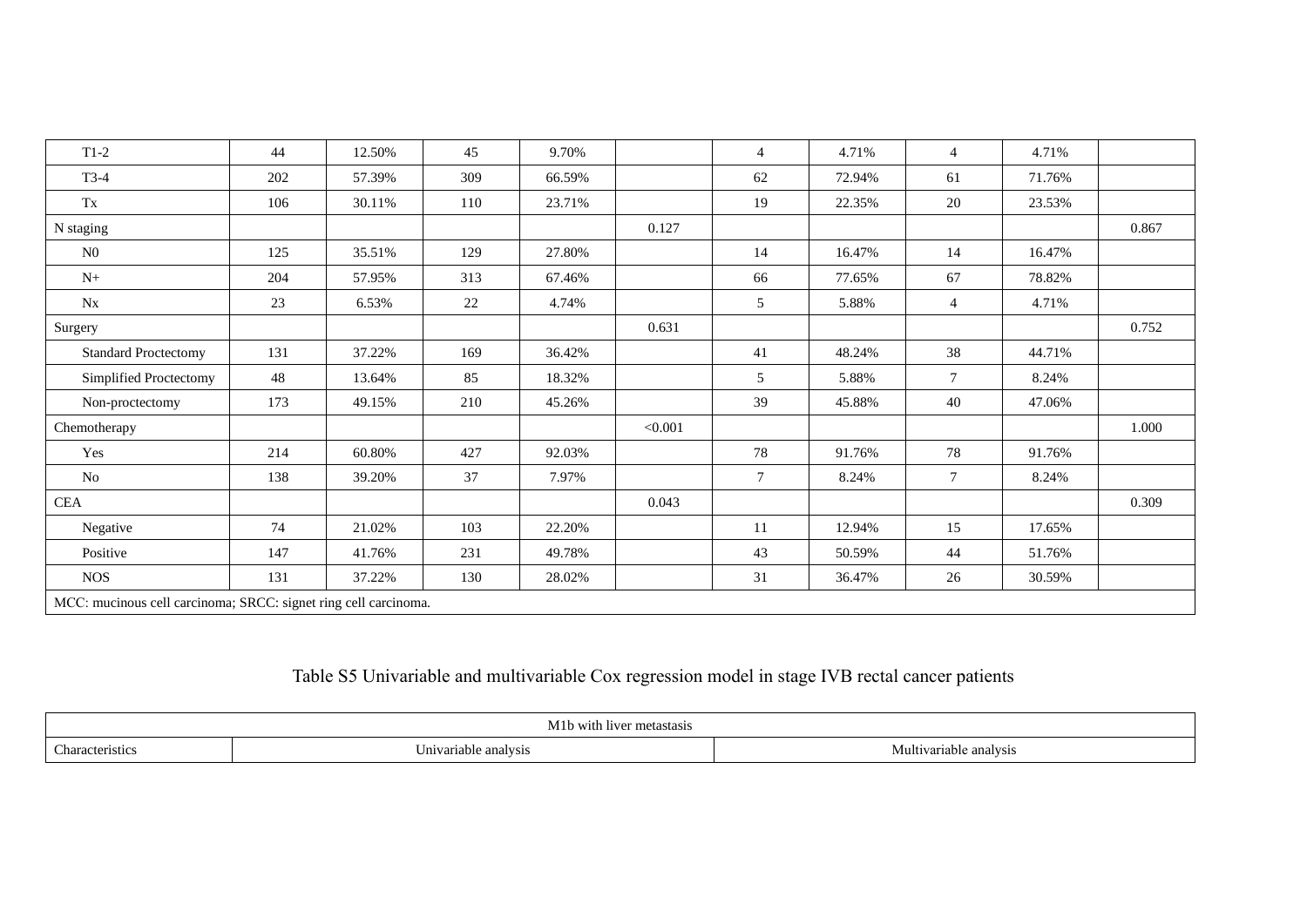| | | | | | | | | | | |
|---|---|---|---|---|---|---|---|---|---|---|
| T1-2 | 44 | 12.50% | 45 | 9.70% | | 4 | 4.71% | 4 | 4.71% | |
| T3-4 | 202 | 57.39% | 309 | 66.59% | | 62 | 72.94% | 61 | 71.76% | |
| Tx | 106 | 30.11% | 110 | 23.71% | | 19 | 22.35% | 20 | 23.53% | |
| N staging | | | | | 0.127 | | | | | 0.867 |
| N0 | 125 | 35.51% | 129 | 27.80% | | 14 | 16.47% | 14 | 16.47% | |
| N+ | 204 | 57.95% | 313 | 67.46% | | 66 | 77.65% | 67 | 78.82% | |
| Nx | 23 | 6.53% | 22 | 4.74% | | 5 | 5.88% | 4 | 4.71% | |
| Surgery | | | | | 0.631 | | | | | 0.752 |
| Standard Proctectomy | 131 | 37.22% | 169 | 36.42% | | 41 | 48.24% | 38 | 44.71% | |
| Simplified Proctectomy | 48 | 13.64% | 85 | 18.32% | | 5 | 5.88% | 7 | 8.24% | |
| Non-proctectomy | 173 | 49.15% | 210 | 45.26% | | 39 | 45.88% | 40 | 47.06% | |
| Chemotherapy | | | | | <0.001 | | | | | 1.000 |
| Yes | 214 | 60.80% | 427 | 92.03% | | 78 | 91.76% | 78 | 91.76% | |
| No | 138 | 39.20% | 37 | 7.97% | | 7 | 8.24% | 7 | 8.24% | |
| CEA | | | | | 0.043 | | | | | 0.309 |
| Negative | 74 | 21.02% | 103 | 22.20% | | 11 | 12.94% | 15 | 17.65% | |
| Positive | 147 | 41.76% | 231 | 49.78% | | 43 | 50.59% | 44 | 51.76% | |
| NOS | 131 | 37.22% | 130 | 28.02% | | 31 | 36.47% | 26 | 30.59% | |

MCC: mucinous cell carcinoma; SRCC: signet ring cell carcinoma.

Table S5 Univariable and multivariable Cox regression model in stage IVB rectal cancer patients

| M1b with liver metastasis | | |
|---|---|---|
| Characteristics | Univariable analysis | Multivariable analysis |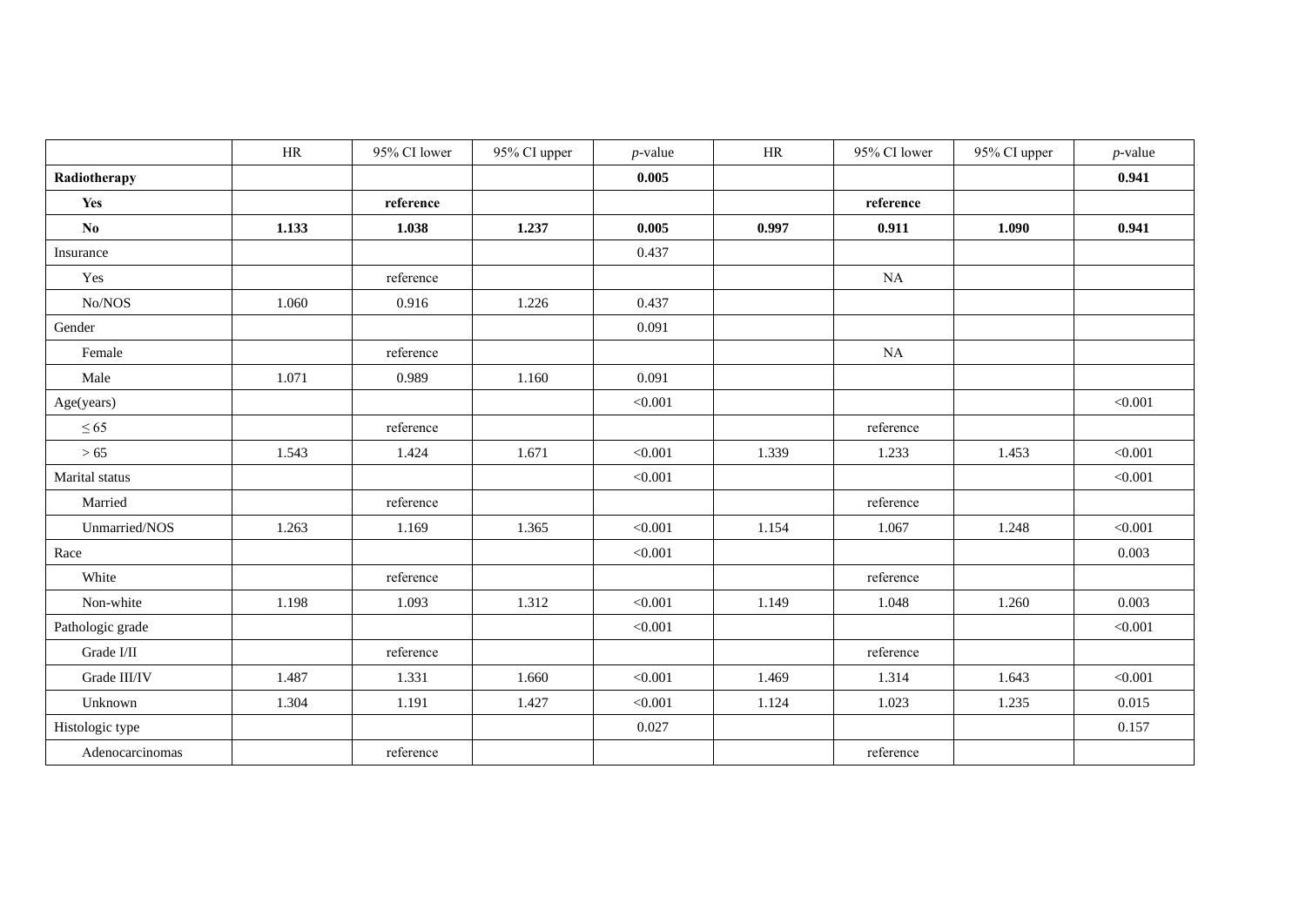| | HR | 95% CI lower | 95% CI upper | *p*-value | HR | 95% CI lower | 95% CI upper | *p*-value |
|---|---|---|---|---|---|---|---|---|
| **Radiotherapy** | | | | **0.005** | | | | **0.941** |
| **Yes** | | **reference** | | | | **reference** | | |
| **No** | **1.133** | **1.038** | **1.237** | **0.005** | **0.997** | **0.911** | **1.090** | **0.941** |
| Insurance | | | | 0.437 | | | | |
| Yes | | reference | | | | NA | | |
| No/NOS | 1.060 | 0.916 | 1.226 | 0.437 | | | | |
| Gender | | | | 0.091 | | | | |
| Female | | reference | | | | NA | | |
| Male | 1.071 | 0.989 | 1.160 | 0.091 | | | | |
| Age(years) | | | | <0.001 | | | | <0.001 |
| ≤ 65 | | reference | | | | reference | | |
| > 65 | 1.543 | 1.424 | 1.671 | <0.001 | 1.339 | 1.233 | 1.453 | <0.001 |
| Marital status | | | | <0.001 | | | | <0.001 |
| Married | | reference | | | | reference | | |
| Unmarried/NOS | 1.263 | 1.169 | 1.365 | <0.001 | 1.154 | 1.067 | 1.248 | <0.001 |
| Race | | | | <0.001 | | | | 0.003 |
| White | | reference | | | | reference | | |
| Non-white | 1.198 | 1.093 | 1.312 | <0.001 | 1.149 | 1.048 | 1.260 | 0.003 |
| Pathologic grade | | | | <0.001 | | | | <0.001 |
| Grade I/II | | reference | | | | reference | | |
| Grade III/IV | 1.487 | 1.331 | 1.660 | <0.001 | 1.469 | 1.314 | 1.643 | <0.001 |
| Unknown | 1.304 | 1.191 | 1.427 | <0.001 | 1.124 | 1.023 | 1.235 | 0.015 |
| Histologic type | | | | 0.027 | | | | 0.157 |
| Adenocarcinomas | | reference | | | | reference | | |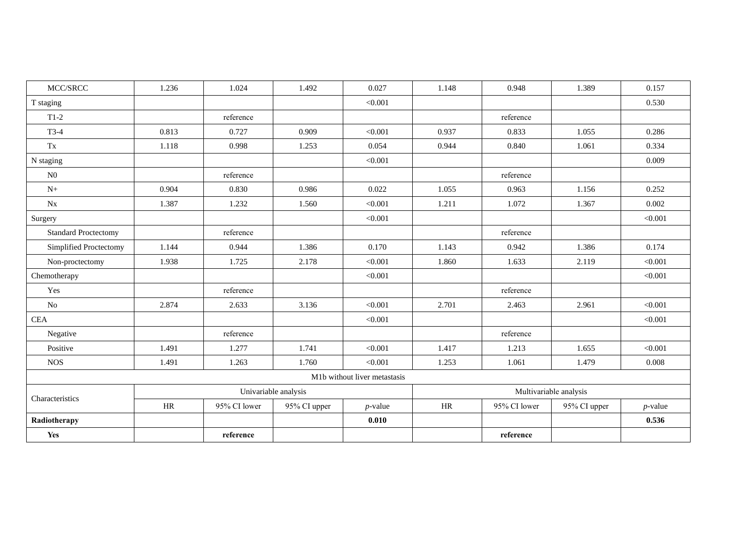| MCC/SRCC | 1.236 | 1.024 | 1.492 | 0.027 | 1.148 | 0.948 | 1.389 | 0.157 |
|---|---|---|---|---|---|---|---|---|
| T staging | | | | <0.001 | | | | 0.530 |
| T1-2 | | reference | | | | reference | | |
| T3-4 | 0.813 | 0.727 | 0.909 | <0.001 | 0.937 | 0.833 | 1.055 | 0.286 |
| Tx | 1.118 | 0.998 | 1.253 | 0.054 | 0.944 | 0.840 | 1.061 | 0.334 |
| N staging | | | | <0.001 | | | | 0.009 |
| N0 | | reference | | | | reference | | |
| N+ | 0.904 | 0.830 | 0.986 | 0.022 | 1.055 | 0.963 | 1.156 | 0.252 |
| Nx | 1.387 | 1.232 | 1.560 | <0.001 | 1.211 | 1.072 | 1.367 | 0.002 |
| Surgery | | | | <0.001 | | | | <0.001 |
| Standard Proctectomy | | reference | | | | reference | | |
| Simplified Proctectomy | 1.144 | 0.944 | 1.386 | 0.170 | 1.143 | 0.942 | 1.386 | 0.174 |
| Non-proctectomy | 1.938 | 1.725 | 2.178 | <0.001 | 1.860 | 1.633 | 2.119 | <0.001 |
| Chemotherapy | | | | <0.001 | | | | <0.001 |
| Yes | | reference | | | | reference | | |
| No | 2.874 | 2.633 | 3.136 | <0.001 | 2.701 | 2.463 | 2.961 | <0.001 |
| CEA | | | | <0.001 | | | | <0.001 |
| Negative | | reference | | | | reference | | |
| Positive | 1.491 | 1.277 | 1.741 | <0.001 | 1.417 | 1.213 | 1.655 | <0.001 |
| NOS | 1.491 | 1.263 | 1.760 | <0.001 | 1.253 | 1.061 | 1.479 | 0.008 |
| M1b without liver metastasis | | | | | | | | |
| Characteristics | Univariable analysis | | | | Multivariable analysis | | | |
| | HR | 95% CI lower | 95% CI upper | *p*-value | HR | 95% CI lower | 95% CI upper | *p*-value |
| **Radiotherapy** | | | | **0.010** | | | | **0.536** |
| **Yes** | | **reference** | | | | **reference** | | |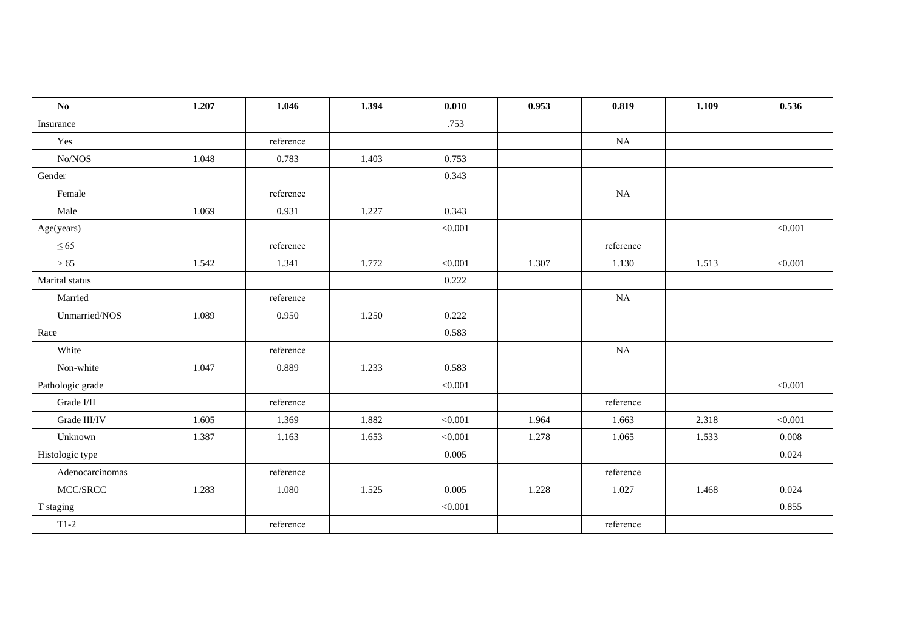| **No** | **1.207** | **1.046** | **1.394** | **0.010** | **0.953** | **0.819** | **1.109** | **0.536** |
|---|---|---|---|---|---|---|---|---|
| Insurance | | | | .753 | | | | |
| Yes | | reference | | | | NA | | |
| No/NOS | 1.048 | 0.783 | 1.403 | 0.753 | | | | |
| Gender | | | | 0.343 | | | | |
| Female | | reference | | | | NA | | |
| Male | 1.069 | 0.931 | 1.227 | 0.343 | | | | |
| Age(years) | | | | <0.001 | | | | <0.001 |
| ≤ 65 | | reference | | | | reference | | |
| > 65 | 1.542 | 1.341 | 1.772 | <0.001 | 1.307 | 1.130 | 1.513 | <0.001 |
| Marital status | | | | 0.222 | | | | |
| Married | | reference | | | | NA | | |
| Unmarried/NOS | 1.089 | 0.950 | 1.250 | 0.222 | | | | |
| Race | | | | 0.583 | | | | |
| White | | reference | | | | NA | | |
| Non-white | 1.047 | 0.889 | 1.233 | 0.583 | | | | |
| Pathologic grade | | | | <0.001 | | | | <0.001 |
| Grade I/II | | reference | | | | reference | | |
| Grade III/IV | 1.605 | 1.369 | 1.882 | <0.001 | 1.964 | 1.663 | 2.318 | <0.001 |
| Unknown | 1.387 | 1.163 | 1.653 | <0.001 | 1.278 | 1.065 | 1.533 | 0.008 |
| Histologic type | | | | 0.005 | | | | 0.024 |
| Adenocarcinomas | | reference | | | | reference | | |
| MCC/SRCC | 1.283 | 1.080 | 1.525 | 0.005 | 1.228 | 1.027 | 1.468 | 0.024 |
| T staging | | | | <0.001 | | | | 0.855 |
| T1-2 | | reference | | | | reference | | |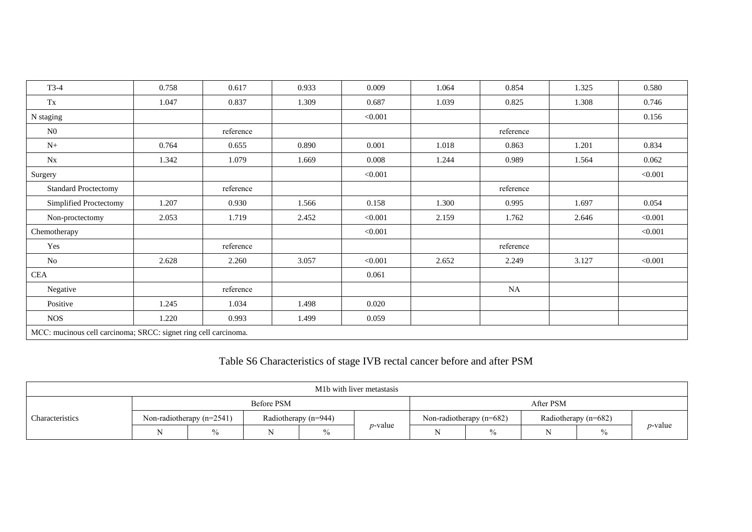| | | | | | | | | |
|---|---|---|---|---|---|---|---|---|
| T3-4 | 0.758 | 0.617 | 0.933 | 0.009 | 1.064 | 0.854 | 1.325 | 0.580 |
| Tx | 1.047 | 0.837 | 1.309 | 0.687 | 1.039 | 0.825 | 1.308 | 0.746 |
| N staging | | | | <0.001 | | | | 0.156 |
| N0 | | reference | | | | reference | | |
| N+ | 0.764 | 0.655 | 0.890 | 0.001 | 1.018 | 0.863 | 1.201 | 0.834 |
| Nx | 1.342 | 1.079 | 1.669 | 0.008 | 1.244 | 0.989 | 1.564 | 0.062 |
| Surgery | | | | <0.001 | | | | <0.001 |
| Standard Proctectomy | | reference | | | | reference | | |
| Simplified Proctectomy | 1.207 | 0.930 | 1.566 | 0.158 | 1.300 | 0.995 | 1.697 | 0.054 |
| Non-proctectomy | 2.053 | 1.719 | 2.452 | <0.001 | 2.159 | 1.762 | 2.646 | <0.001 |
| Chemotherapy | | | | <0.001 | | | | <0.001 |
| Yes | | reference | | | | reference | | |
| No | 2.628 | 2.260 | 3.057 | <0.001 | 2.652 | 2.249 | 3.127 | <0.001 |
| CEA | | | | 0.061 | | | | |
| Negative | | reference | | | | NA | | |
| Positive | 1.245 | 1.034 | 1.498 | 0.020 | | | | |
| NOS | 1.220 | 0.993 | 1.499 | 0.059 | | | | |

MCC: mucinous cell carcinoma; SRCC: signet ring cell carcinoma.

## Table S6 Characteristics of stage IVB rectal cancer before and after PSM

| M1b with liver metastasis | | | | | | | | | | |
|---|---|---|---|---|---|---|---|---|---|---|
| Characteristics | Before PSM | | | | | After PSM | | | | |
| | Non-radiotherapy (n=2541) | | Radiotherapy (n=944) | | *p*-value | Non-radiotherapy (n=682) | | Radiotherapy (n=682) | | *p*-value |
| | N | % | N | % | | N | % | N | % | |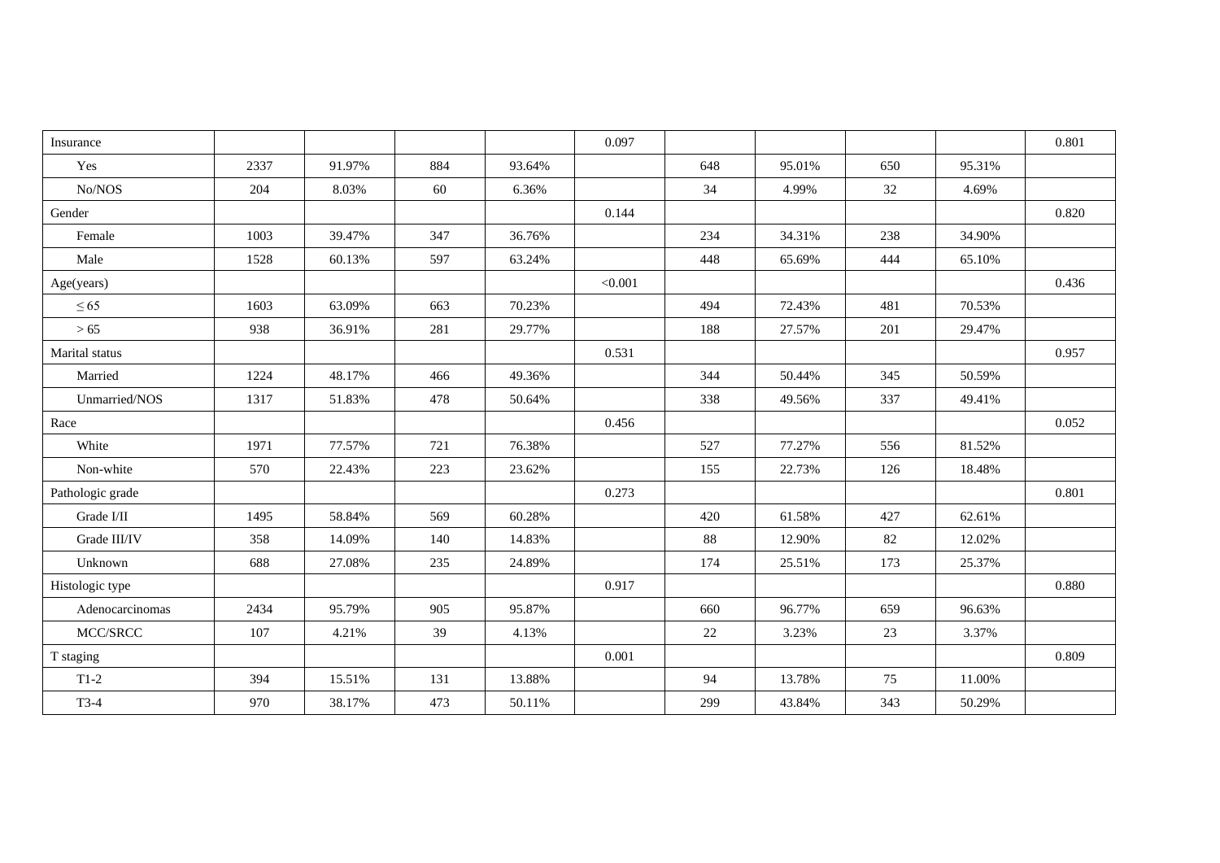| | | | | | | | | | | |
|---|---|---|---|---|---|---|---|---|---|---|
| Insurance | | | | | 0.097 | | | | | 0.801 |
| Yes | 2337 | 91.97% | 884 | 93.64% | | 648 | 95.01% | 650 | 95.31% | |
| No/NOS | 204 | 8.03% | 60 | 6.36% | | 34 | 4.99% | 32 | 4.69% | |
| Gender | | | | | 0.144 | | | | | 0.820 |
| Female | 1003 | 39.47% | 347 | 36.76% | | 234 | 34.31% | 238 | 34.90% | |
| Male | 1528 | 60.13% | 597 | 63.24% | | 448 | 65.69% | 444 | 65.10% | |
| Age(years) | | | | | <0.001 | | | | | 0.436 |
| ≤ 65 | 1603 | 63.09% | 663 | 70.23% | | 494 | 72.43% | 481 | 70.53% | |
| > 65 | 938 | 36.91% | 281 | 29.77% | | 188 | 27.57% | 201 | 29.47% | |
| Marital status | | | | | 0.531 | | | | | 0.957 |
| Married | 1224 | 48.17% | 466 | 49.36% | | 344 | 50.44% | 345 | 50.59% | |
| Unmarried/NOS | 1317 | 51.83% | 478 | 50.64% | | 338 | 49.56% | 337 | 49.41% | |
| Race | | | | | 0.456 | | | | | 0.052 |
| White | 1971 | 77.57% | 721 | 76.38% | | 527 | 77.27% | 556 | 81.52% | |
| Non-white | 570 | 22.43% | 223 | 23.62% | | 155 | 22.73% | 126 | 18.48% | |
| Pathologic grade | | | | | 0.273 | | | | | 0.801 |
| Grade I/II | 1495 | 58.84% | 569 | 60.28% | | 420 | 61.58% | 427 | 62.61% | |
| Grade III/IV | 358 | 14.09% | 140 | 14.83% | | 88 | 12.90% | 82 | 12.02% | |
| Unknown | 688 | 27.08% | 235 | 24.89% | | 174 | 25.51% | 173 | 25.37% | |
| Histologic type | | | | | 0.917 | | | | | 0.880 |
| Adenocarcinomas | 2434 | 95.79% | 905 | 95.87% | | 660 | 96.77% | 659 | 96.63% | |
| MCC/SRCC | 107 | 4.21% | 39 | 4.13% | | 22 | 3.23% | 23 | 3.37% | |
| T staging | | | | | 0.001 | | | | | 0.809 |
| T1-2 | 394 | 15.51% | 131 | 13.88% | | 94 | 13.78% | 75 | 11.00% | |
| T3-4 | 970 | 38.17% | 473 | 50.11% | | 299 | 43.84% | 343 | 50.29% | |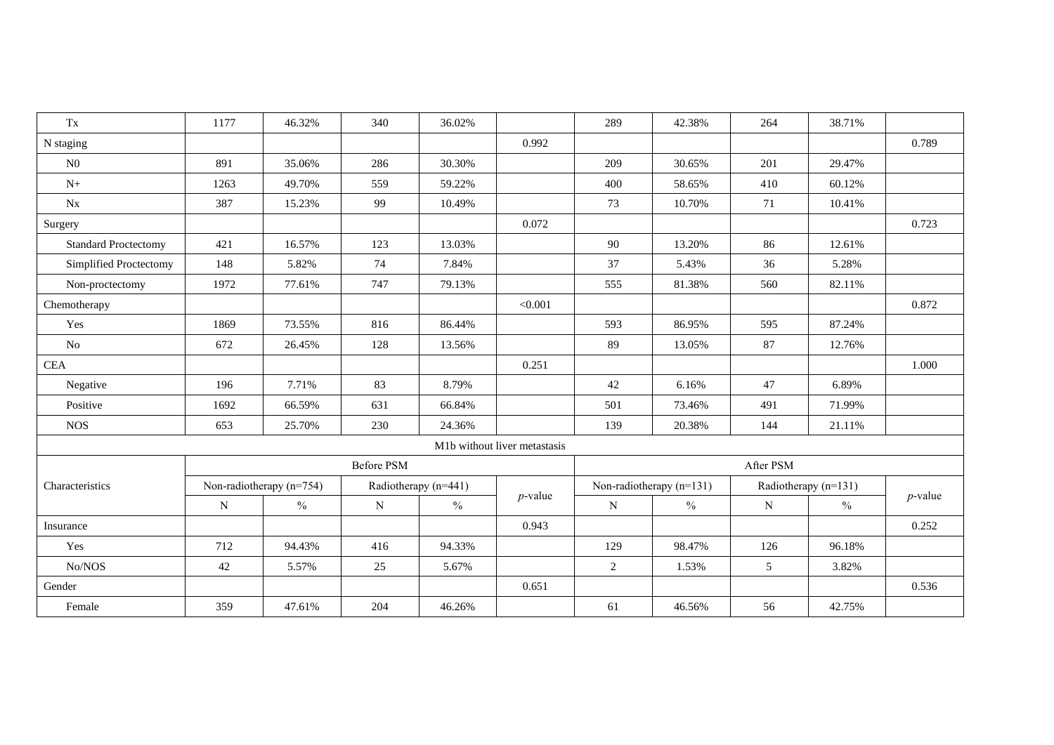| | | | | | | | | | | |
|---|---|---|---|---|---|---|---|---|---|---|
| Tx | 1177 | 46.32% | 340 | 36.02% | | 289 | 42.38% | 264 | 38.71% | |
| N staging | | | | | 0.992 | | | | | 0.789 |
| N0 | 891 | 35.06% | 286 | 30.30% | | 209 | 30.65% | 201 | 29.47% | |
| N+ | 1263 | 49.70% | 559 | 59.22% | | 400 | 58.65% | 410 | 60.12% | |
| Nx | 387 | 15.23% | 99 | 10.49% | | 73 | 10.70% | 71 | 10.41% | |
| Surgery | | | | | 0.072 | | | | | 0.723 |
| Standard Proctectomy | 421 | 16.57% | 123 | 13.03% | | 90 | 13.20% | 86 | 12.61% | |
| Simplified Proctectomy | 148 | 5.82% | 74 | 7.84% | | 37 | 5.43% | 36 | 5.28% | |
| Non-proctectomy | 1972 | 77.61% | 747 | 79.13% | | 555 | 81.38% | 560 | 82.11% | |
| Chemotherapy | | | | | <0.001 | | | | | 0.872 |
| Yes | 1869 | 73.55% | 816 | 86.44% | | 593 | 86.95% | 595 | 87.24% | |
| No | 672 | 26.45% | 128 | 13.56% | | 89 | 13.05% | 87 | 12.76% | |
| CEA | | | | | 0.251 | | | | | 1.000 |
| Negative | 196 | 7.71% | 83 | 8.79% | | 42 | 6.16% | 47 | 6.89% | |
| Positive | 1692 | 66.59% | 631 | 66.84% | | 501 | 73.46% | 491 | 71.99% | |
| NOS | 653 | 25.70% | 230 | 24.36% | | 139 | 20.38% | 144 | 21.11% | |
| M1b without liver metastasis | | | | | | | | | | |
| Characteristics | Before PSM | | | | | After PSM | | | | |
| | Non-radiotherapy (n=754) | | Radiotherapy (n=441) | | *p*-value | Non-radiotherapy (n=131) | | Radiotherapy (n=131) | | *p*-value |
| | N | % | N | % | | N | % | N | % | |
| Insurance | | | | | 0.943 | | | | | 0.252 |
| Yes | 712 | 94.43% | 416 | 94.33% | | 129 | 98.47% | 126 | 96.18% | |
| No/NOS | 42 | 5.57% | 25 | 5.67% | | 2 | 1.53% | 5 | 3.82% | |
| Gender | | | | | 0.651 | | | | | 0.536 |
| Female | 359 | 47.61% | 204 | 46.26% | | 61 | 46.56% | 56 | 42.75% | |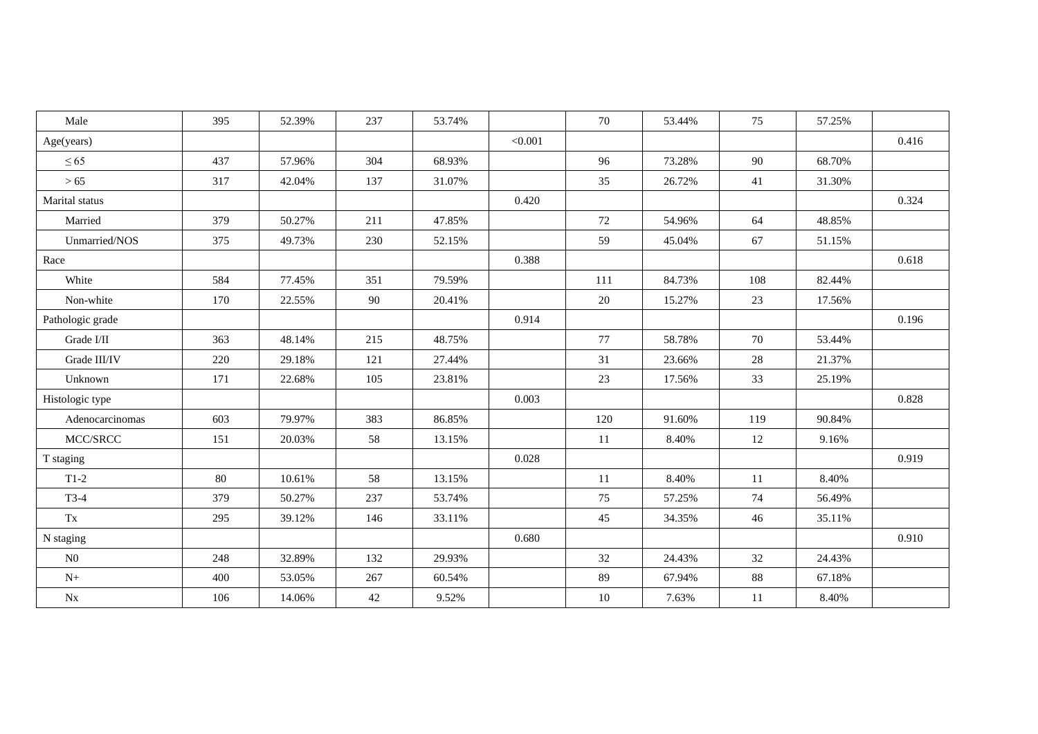| | | | | | | | | | | |
|---|---|---|---|---|---|---|---|---|---|---|
| Male | 395 | 52.39% | 237 | 53.74% | | 70 | 53.44% | 75 | 57.25% | |
| Age(years) | | | | | <0.001 | | | | | 0.416 |
| ≤ 65 | 437 | 57.96% | 304 | 68.93% | | 96 | 73.28% | 90 | 68.70% | |
| > 65 | 317 | 42.04% | 137 | 31.07% | | 35 | 26.72% | 41 | 31.30% | |
| Marital status | | | | | 0.420 | | | | | 0.324 |
| Married | 379 | 50.27% | 211 | 47.85% | | 72 | 54.96% | 64 | 48.85% | |
| Unmarried/NOS | 375 | 49.73% | 230 | 52.15% | | 59 | 45.04% | 67 | 51.15% | |
| Race | | | | | 0.388 | | | | | 0.618 |
| White | 584 | 77.45% | 351 | 79.59% | | 111 | 84.73% | 108 | 82.44% | |
| Non-white | 170 | 22.55% | 90 | 20.41% | | 20 | 15.27% | 23 | 17.56% | |
| Pathologic grade | | | | | 0.914 | | | | | 0.196 |
| Grade I/II | 363 | 48.14% | 215 | 48.75% | | 77 | 58.78% | 70 | 53.44% | |
| Grade III/IV | 220 | 29.18% | 121 | 27.44% | | 31 | 23.66% | 28 | 21.37% | |
| Unknown | 171 | 22.68% | 105 | 23.81% | | 23 | 17.56% | 33 | 25.19% | |
| Histologic type | | | | | 0.003 | | | | | 0.828 |
| Adenocarcinomas | 603 | 79.97% | 383 | 86.85% | | 120 | 91.60% | 119 | 90.84% | |
| MCC/SRCC | 151 | 20.03% | 58 | 13.15% | | 11 | 8.40% | 12 | 9.16% | |
| T staging | | | | | 0.028 | | | | | 0.919 |
| T1-2 | 80 | 10.61% | 58 | 13.15% | | 11 | 8.40% | 11 | 8.40% | |
| T3-4 | 379 | 50.27% | 237 | 53.74% | | 75 | 57.25% | 74 | 56.49% | |
| Tx | 295 | 39.12% | 146 | 33.11% | | 45 | 34.35% | 46 | 35.11% | |
| N staging | | | | | 0.680 | | | | | 0.910 |
| N0 | 248 | 32.89% | 132 | 29.93% | | 32 | 24.43% | 32 | 24.43% | |
| N+ | 400 | 53.05% | 267 | 60.54% | | 89 | 67.94% | 88 | 67.18% | |
| Nx | 106 | 14.06% | 42 | 9.52% | | 10 | 7.63% | 11 | 8.40% | |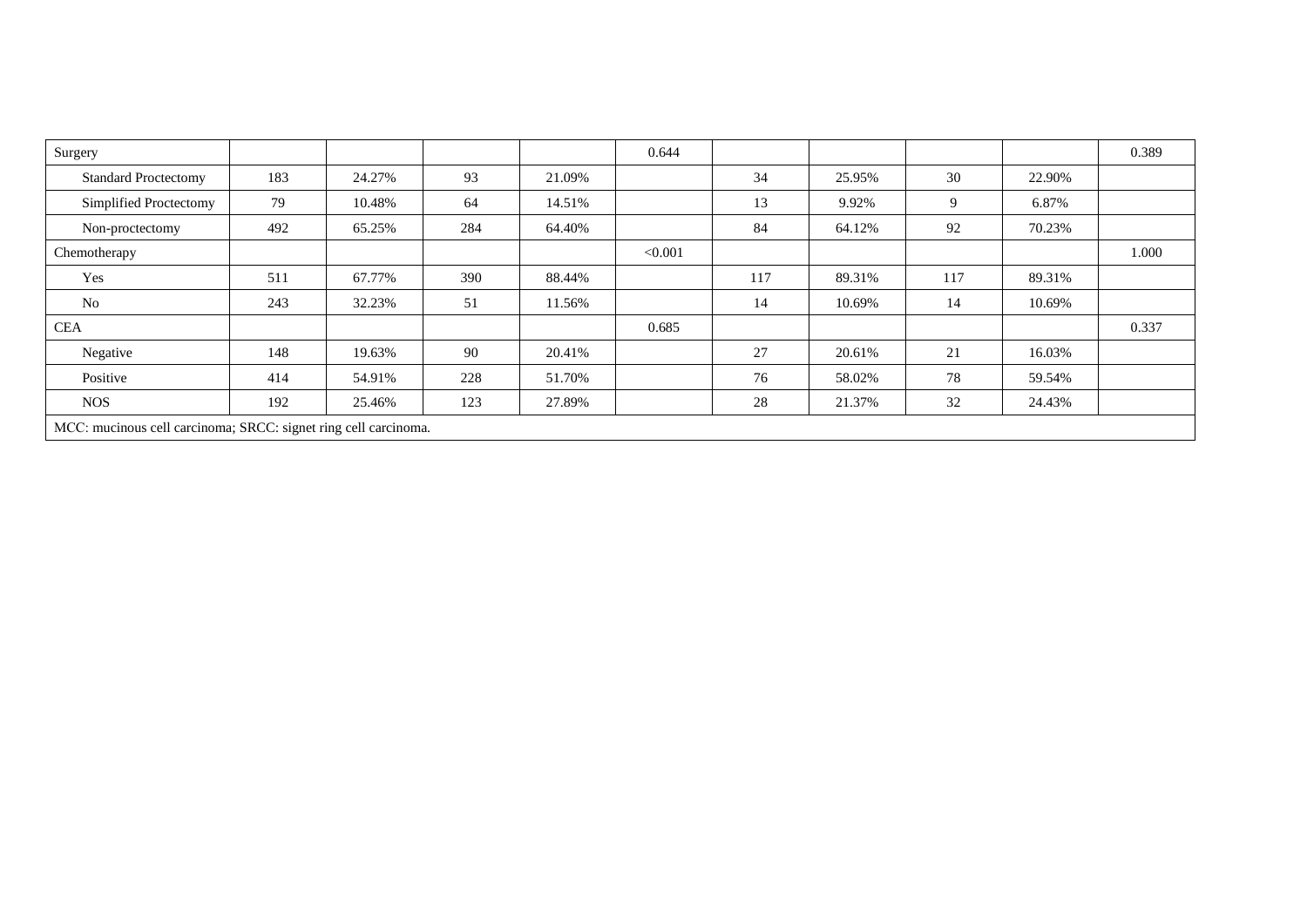| | | | | | | | | | | |
|---|---|---|---|---|---|---|---|---|---|---|
| Surgery | | | | | 0.644 | | | | | 0.389 |
| Standard Proctectomy | 183 | 24.27% | 93 | 21.09% | | 34 | 25.95% | 30 | 22.90% | |
| Simplified Proctectomy | 79 | 10.48% | 64 | 14.51% | | 13 | 9.92% | 9 | 6.87% | |
| Non-proctectomy | 492 | 65.25% | 284 | 64.40% | | 84 | 64.12% | 92 | 70.23% | |
| Chemotherapy | | | | | <0.001 | | | | | 1.000 |
| Yes | 511 | 67.77% | 390 | 88.44% | | 117 | 89.31% | 117 | 89.31% | |
| No | 243 | 32.23% | 51 | 11.56% | | 14 | 10.69% | 14 | 10.69% | |
| CEA | | | | | 0.685 | | | | | 0.337 |
| Negative | 148 | 19.63% | 90 | 20.41% | | 27 | 20.61% | 21 | 16.03% | |
| Positive | 414 | 54.91% | 228 | 51.70% | | 76 | 58.02% | 78 | 59.54% | |
| NOS | 192 | 25.46% | 123 | 27.89% | | 28 | 21.37% | 32 | 24.43% | |

MCC: mucinous cell carcinoma; SRCC: signet ring cell carcinoma.